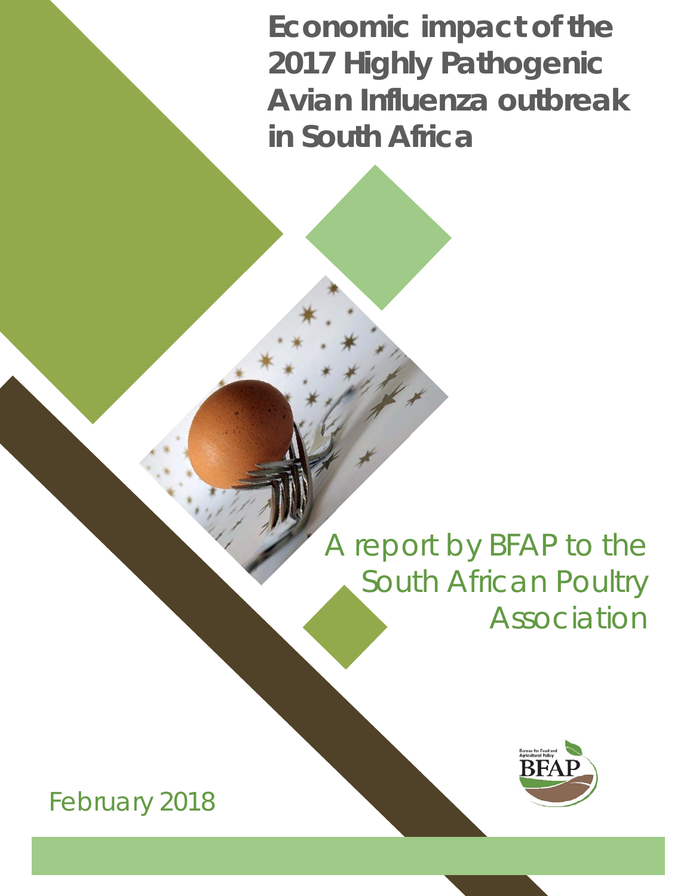# Economic impact of the 2017 Highly Pathogenic Avian Influenza outbreak in South Africa

A report by BFAP to the South African Poultry Association

Bureau for Food and Agricultural Policy
BFAP

February 2018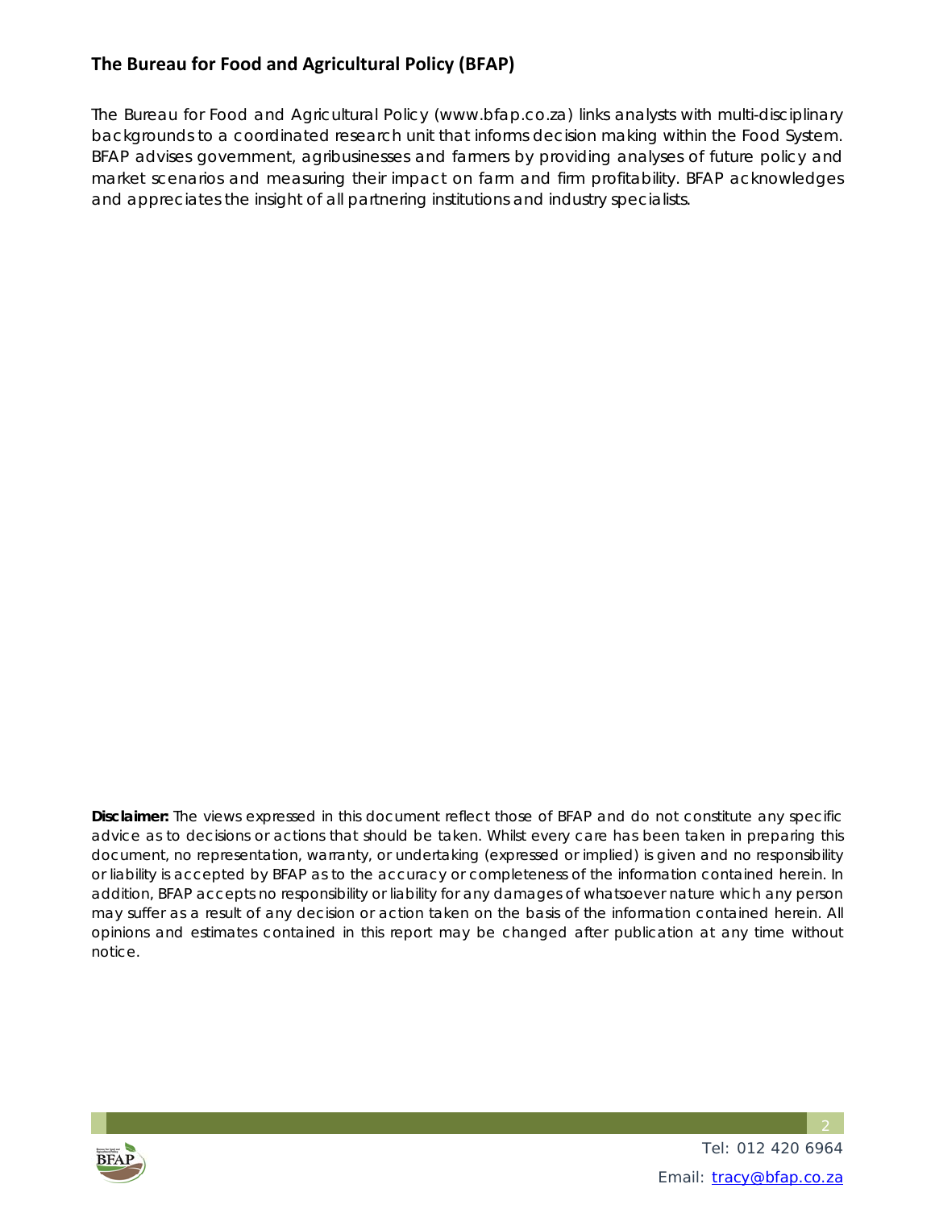## The Bureau for Food and Agricultural Policy (BFAP)

The Bureau for Food and Agricultural Policy (www.bfap.co.za) links analysts with multi-disciplinary backgrounds to a coordinated research unit that informs decision making within the Food System. BFAP advises government, agribusinesses and farmers by providing analyses of future policy and market scenarios and measuring their impact on farm and firm profitability. BFAP acknowledges and appreciates the insight of all partnering institutions and industry specialists.

**Disclaimer:** The views expressed in this document reflect those of BFAP and do not constitute any specific advice as to decisions or actions that should be taken. Whilst every care has been taken in preparing this document, no representation, warranty, or undertaking (expressed or implied) is given and no responsibility or liability is accepted by BFAP as to the accuracy or completeness of the information contained herein. In addition, BFAP accepts no responsibility or liability for any damages of whatsoever nature which any person may suffer as a result of any decision or action taken on the basis of the information contained herein. All opinions and estimates contained in this report may be changed after publication at any time without notice.

Tel: 012 420 6964

Email: tracy@bfap.co.za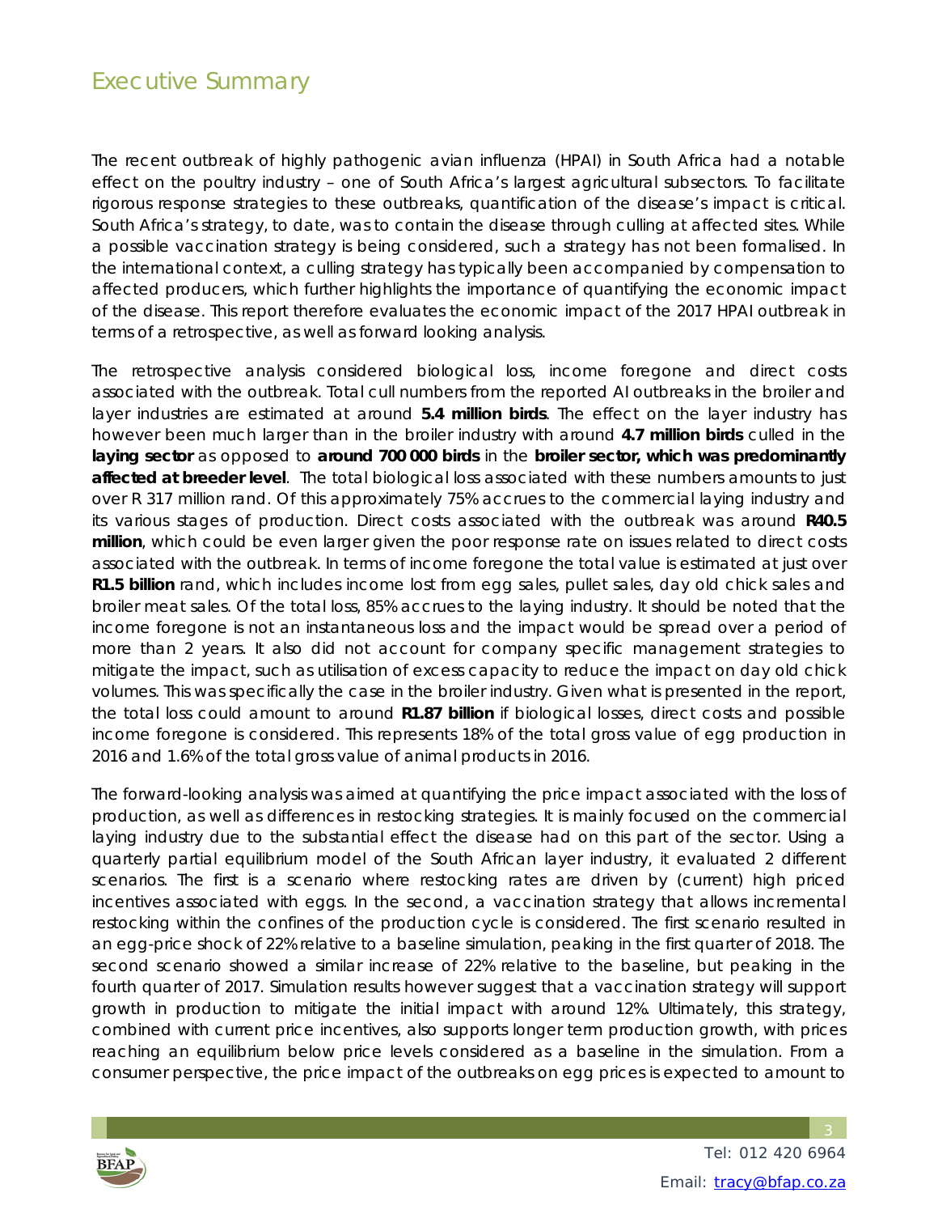# Executive Summary

The recent outbreak of highly pathogenic avian influenza (HPAI) in South Africa had a notable effect on the poultry industry – one of South Africa's largest agricultural subsectors. To facilitate rigorous response strategies to these outbreaks, quantification of the disease's impact is critical. South Africa's strategy, to date, was to contain the disease through culling at affected sites. While a possible vaccination strategy is being considered, such a strategy has not been formalised. In the international context, a culling strategy has typically been accompanied by compensation to affected producers, which further highlights the importance of quantifying the economic impact of the disease. This report therefore evaluates the economic impact of the 2017 HPAI outbreak in terms of a retrospective, as well as forward looking analysis.

The retrospective analysis considered biological loss, income foregone and direct costs associated with the outbreak. Total cull numbers from the reported AI outbreaks in the broiler and layer industries are estimated at around **5.4 million birds**. The effect on the layer industry has however been much larger than in the broiler industry with around **4.7 million birds** culled in the **laying sector** as opposed to **around 700 000 birds** in the **broiler sector, which was predominantly affected at breeder level**. The total biological loss associated with these numbers amounts to just over R 317 million rand. Of this approximately 75% accrues to the commercial laying industry and its various stages of production. Direct costs associated with the outbreak was around **R40.5 million**, which could be even larger given the poor response rate on issues related to direct costs associated with the outbreak. In terms of income foregone the total value is estimated at just over **R1.5 billion** rand, which includes income lost from egg sales, pullet sales, day old chick sales and broiler meat sales. Of the total loss, 85% accrues to the laying industry. It should be noted that the income foregone is not an instantaneous loss and the impact would be spread over a period of more than 2 years. It also did not account for company specific management strategies to mitigate the impact, such as utilisation of excess capacity to reduce the impact on day old chick volumes. This was specifically the case in the broiler industry. Given what is presented in the report, the total loss could amount to around **R1.87 billion** if biological losses, direct costs and possible income foregone is considered. This represents 18% of the total gross value of egg production in 2016 and 1.6% of the total gross value of animal products in 2016.

The forward-looking analysis was aimed at quantifying the price impact associated with the loss of production, as well as differences in restocking strategies. It is mainly focused on the commercial laying industry due to the substantial effect the disease had on this part of the sector. Using a quarterly partial equilibrium model of the South African layer industry, it evaluated 2 different scenarios. The first is a scenario where restocking rates are driven by (current) high priced incentives associated with eggs. In the second, a vaccination strategy that allows incremental restocking within the confines of the production cycle is considered. The first scenario resulted in an egg-price shock of 22% relative to a baseline simulation, peaking in the first quarter of 2018. The second scenario showed a similar increase of 22% relative to the baseline, but peaking in the fourth quarter of 2017. Simulation results however suggest that a vaccination strategy will support growth in production to mitigate the initial impact with around 12%. Ultimately, this strategy, combined with current price incentives, also supports longer term production growth, with prices reaching an equilibrium below price levels considered as a baseline in the simulation. From a consumer perspective, the price impact of the outbreaks on egg prices is expected to amount to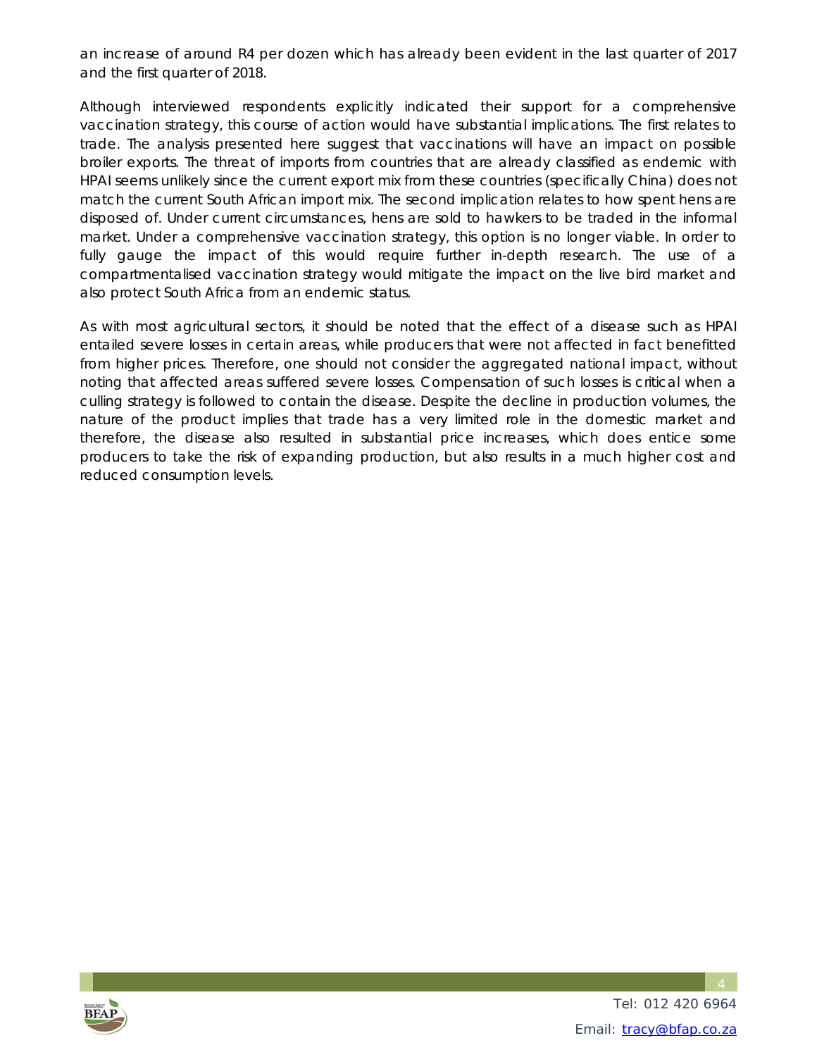an increase of around R4 per dozen which has already been evident in the last quarter of 2017 and the first quarter of 2018.

Although interviewed respondents explicitly indicated their support for a comprehensive vaccination strategy, this course of action would have substantial implications. The first relates to trade. The analysis presented here suggest that vaccinations will have an impact on possible broiler exports. The threat of imports from countries that are already classified as endemic with HPAI seems unlikely since the current export mix from these countries (specifically China) does not match the current South African import mix. The second implication relates to how spent hens are disposed of. Under current circumstances, hens are sold to hawkers to be traded in the informal market. Under a comprehensive vaccination strategy, this option is no longer viable. In order to fully gauge the impact of this would require further in-depth research. The use of a compartmentalised vaccination strategy would mitigate the impact on the live bird market and also protect South Africa from an endemic status.

As with most agricultural sectors, it should be noted that the effect of a disease such as HPAI entailed severe losses in certain areas, while producers that were not affected in fact benefitted from higher prices. Therefore, one should not consider the aggregated national impact, without noting that affected areas suffered severe losses. Compensation of such losses is critical when a culling strategy is followed to contain the disease. Despite the decline in production volumes, the nature of the product implies that trade has a very limited role in the domestic market and therefore, the disease also resulted in substantial price increases, which does entice some producers to take the risk of expanding production, but also results in a much higher cost and reduced consumption levels.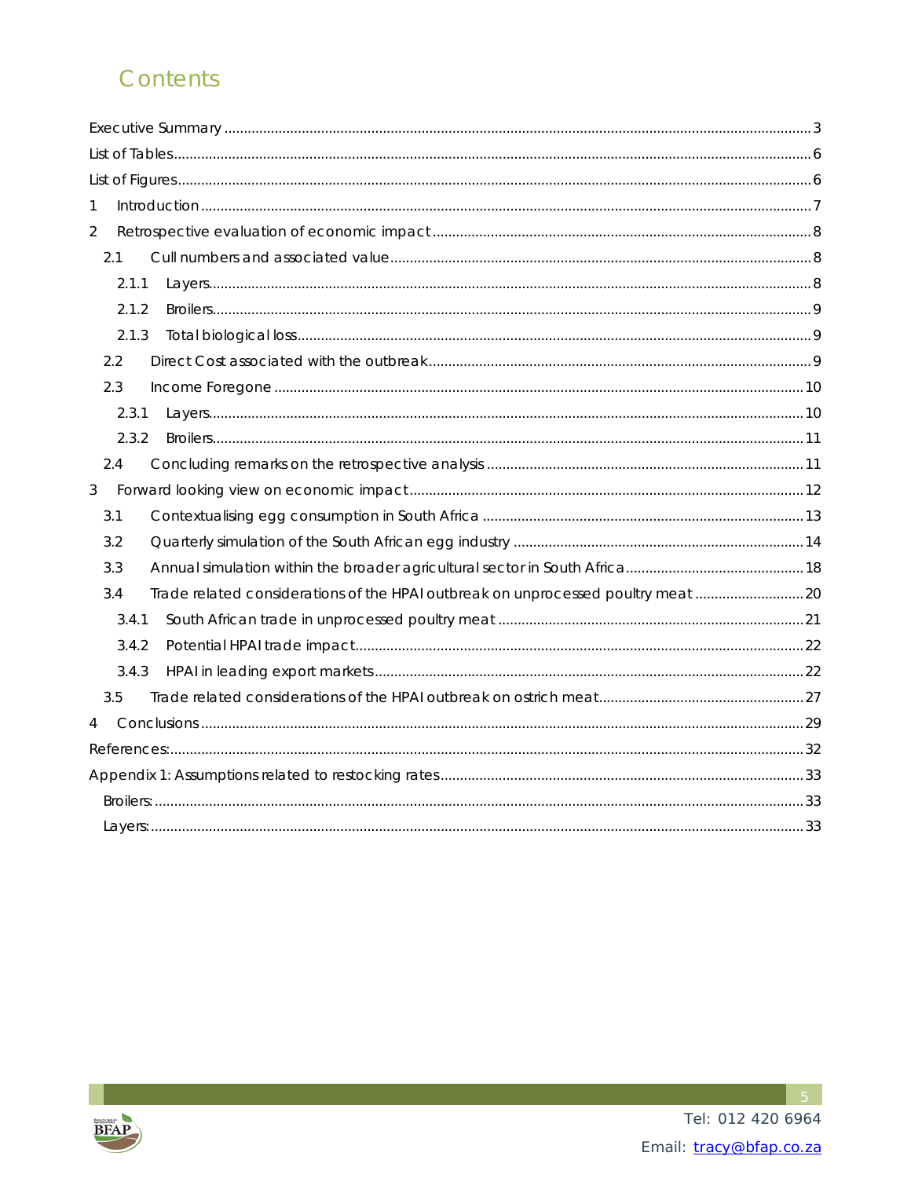# Contents

Executive Summary ........................................................................................................ 3

List of Tables ................................................................................................................. 6

List of Figures ............................................................................................................... 6

1 Introduction ................................................................................................................ 7

2 Retrospective evaluation of economic impact ............................................................ 8

- 2.1 Cull numbers and associated value ...................................................................... 8
  - 2.1.1 Layers ............................................................................................................ 8
  - 2.1.2 Broilers .......................................................................................................... 9
  - 2.1.3 Total biological loss ....................................................................................... 9
- 2.2 Direct Cost associated with the outbreak ............................................................. 9
- 2.3 Income Foregone ................................................................................................ 10
  - 2.3.1 Layers .......................................................................................................... 10
  - 2.3.2 Broilers ........................................................................................................ 11
- 2.4 Concluding remarks on the retrospective analysis ............................................. 11

3 Forward looking view on economic impact ............................................................... 12

- 3.1 Contextualising egg consumption in South Africa .............................................. 13
- 3.2 Quarterly simulation of the South African egg industry ..................................... 14
- 3.3 Annual simulation within the broader agricultural sector in South Africa .......... 18
- 3.4 Trade related considerations of the HPAI outbreak on unprocessed poultry meat ... 20
  - 3.4.1 South African trade in unprocessed poultry meat ....................................... 21
  - 3.4.2 Potential HPAI trade impact ........................................................................ 22
  - 3.4.3 HPAI in leading export markets ................................................................... 22
- 3.5 Trade related considerations of the HPAI outbreak on ostrich meat ................. 27

4 Conclusions .............................................................................................................. 29

References: ................................................................................................................... 32

Appendix 1: Assumptions related to restocking rates .................................................. 33

- Broilers: ..................................................................................................................... 33
- Layers: ....................................................................................................................... 33

Tel: 012 420 6964

Email: tracy@bfap.co.za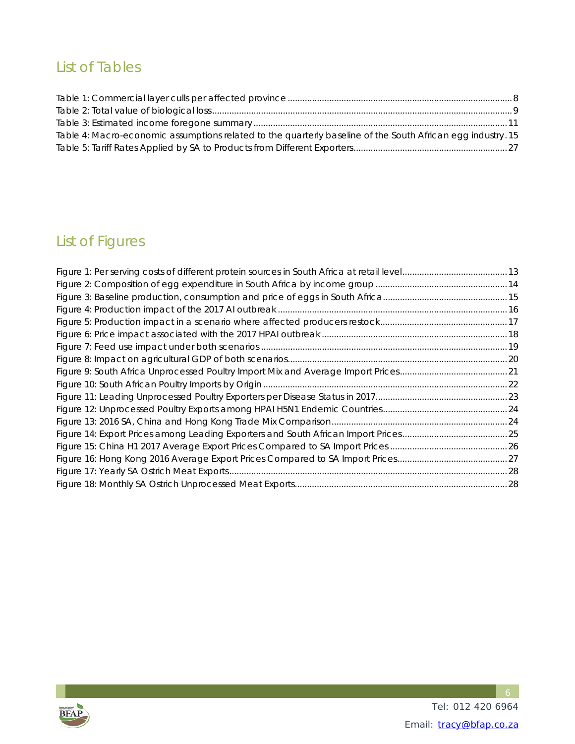## List of Tables

Table 1: Commercial layer culls per affected province ........ 8
Table 2: Total value of biological loss ........ 9
Table 3: Estimated income foregone summary ........ 11
Table 4: Macro-economic assumptions related to the quarterly baseline of the South African egg industry. 15
Table 5: Tariff Rates Applied by SA to Products from Different Exporters ........ 27

## List of Figures

Figure 1: Per serving costs of different protein sources in South Africa at retail level ........ 13
Figure 2: Composition of egg expenditure in South Africa by income group ........ 14
Figure 3: Baseline production, consumption and price of eggs in South Africa ........ 15
Figure 4: Production impact of the 2017 AI outbreak ........ 16
Figure 5: Production impact in a scenario where affected producers restock ........ 17
Figure 6: Price impact associated with the 2017 HPAI outbreak ........ 18
Figure 7: Feed use impact under both scenarios ........ 19
Figure 8: Impact on agricultural GDP of both scenarios ........ 20
Figure 9: South Africa Unprocessed Poultry Import Mix and Average Import Prices ........ 21
Figure 10: South African Poultry Imports by Origin ........ 22
Figure 11: Leading Unprocessed Poultry Exporters per Disease Status in 2017 ........ 23
Figure 12: Unprocessed Poultry Exports among HPAI H5N1 Endemic Countries ........ 24
Figure 13: 2016 SA, China and Hong Kong Trade Mix Comparison ........ 24
Figure 14: Export Prices among Leading Exporters and South African Import Prices ........ 25
Figure 15: China H1 2017 Average Export Prices Compared to SA Import Prices ........ 26
Figure 16: Hong Kong 2016 Average Export Prices Compared to SA Import Prices ........ 27
Figure 17: Yearly SA Ostrich Meat Exports ........ 28
Figure 18: Monthly SA Ostrich Unprocessed Meat Exports ........ 28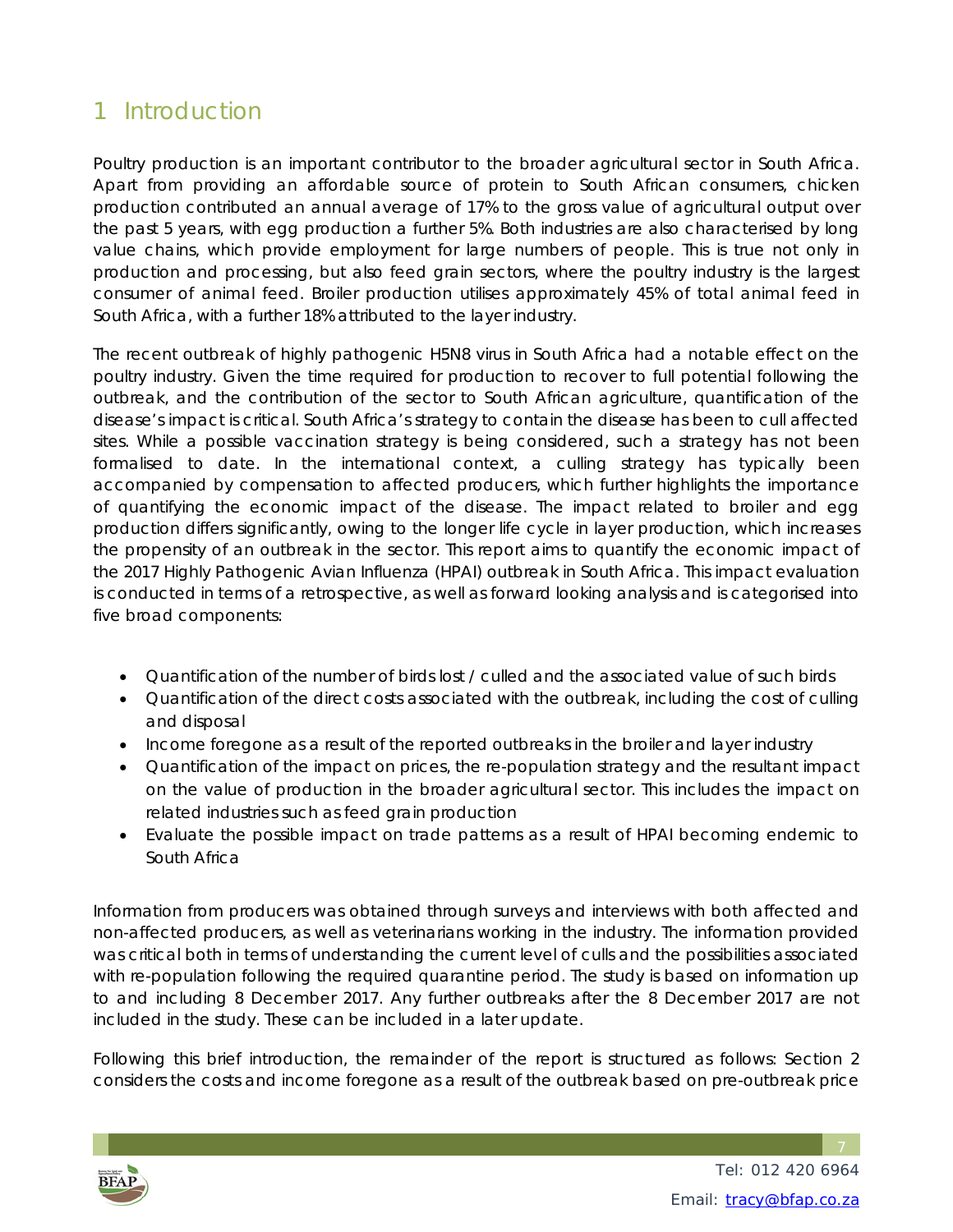# 1 Introduction

Poultry production is an important contributor to the broader agricultural sector in South Africa. Apart from providing an affordable source of protein to South African consumers, chicken production contributed an annual average of 17% to the gross value of agricultural output over the past 5 years, with egg production a further 5%. Both industries are also characterised by long value chains, which provide employment for large numbers of people. This is true not only in production and processing, but also feed grain sectors, where the poultry industry is the largest consumer of animal feed. Broiler production utilises approximately 45% of total animal feed in South Africa, with a further 18% attributed to the layer industry.

The recent outbreak of highly pathogenic H5N8 virus in South Africa had a notable effect on the poultry industry. Given the time required for production to recover to full potential following the outbreak, and the contribution of the sector to South African agriculture, quantification of the disease's impact is critical. South Africa's strategy to contain the disease has been to cull affected sites. While a possible vaccination strategy is being considered, such a strategy has not been formalised to date. In the international context, a culling strategy has typically been accompanied by compensation to affected producers, which further highlights the importance of quantifying the economic impact of the disease. The impact related to broiler and egg production differs significantly, owing to the longer life cycle in layer production, which increases the propensity of an outbreak in the sector. This report aims to quantify the economic impact of the 2017 Highly Pathogenic Avian Influenza (HPAI) outbreak in South Africa. This impact evaluation is conducted in terms of a retrospective, as well as forward looking analysis and is categorised into five broad components:

- Quantification of the number of birds lost / culled and the associated value of such birds
- Quantification of the direct costs associated with the outbreak, including the cost of culling and disposal
- Income foregone as a result of the reported outbreaks in the broiler and layer industry
- Quantification of the impact on prices, the re-population strategy and the resultant impact on the value of production in the broader agricultural sector. This includes the impact on related industries such as feed grain production
- Evaluate the possible impact on trade patterns as a result of HPAI becoming endemic to South Africa

Information from producers was obtained through surveys and interviews with both affected and non-affected producers, as well as veterinarians working in the industry. The information provided was critical both in terms of understanding the current level of culls and the possibilities associated with re-population following the required quarantine period. The study is based on information up to and including 8 December 2017. Any further outbreaks after the 8 December 2017 are not included in the study. These can be included in a later update.

Following this brief introduction, the remainder of the report is structured as follows: Section 2 considers the costs and income foregone as a result of the outbreak based on pre-outbreak price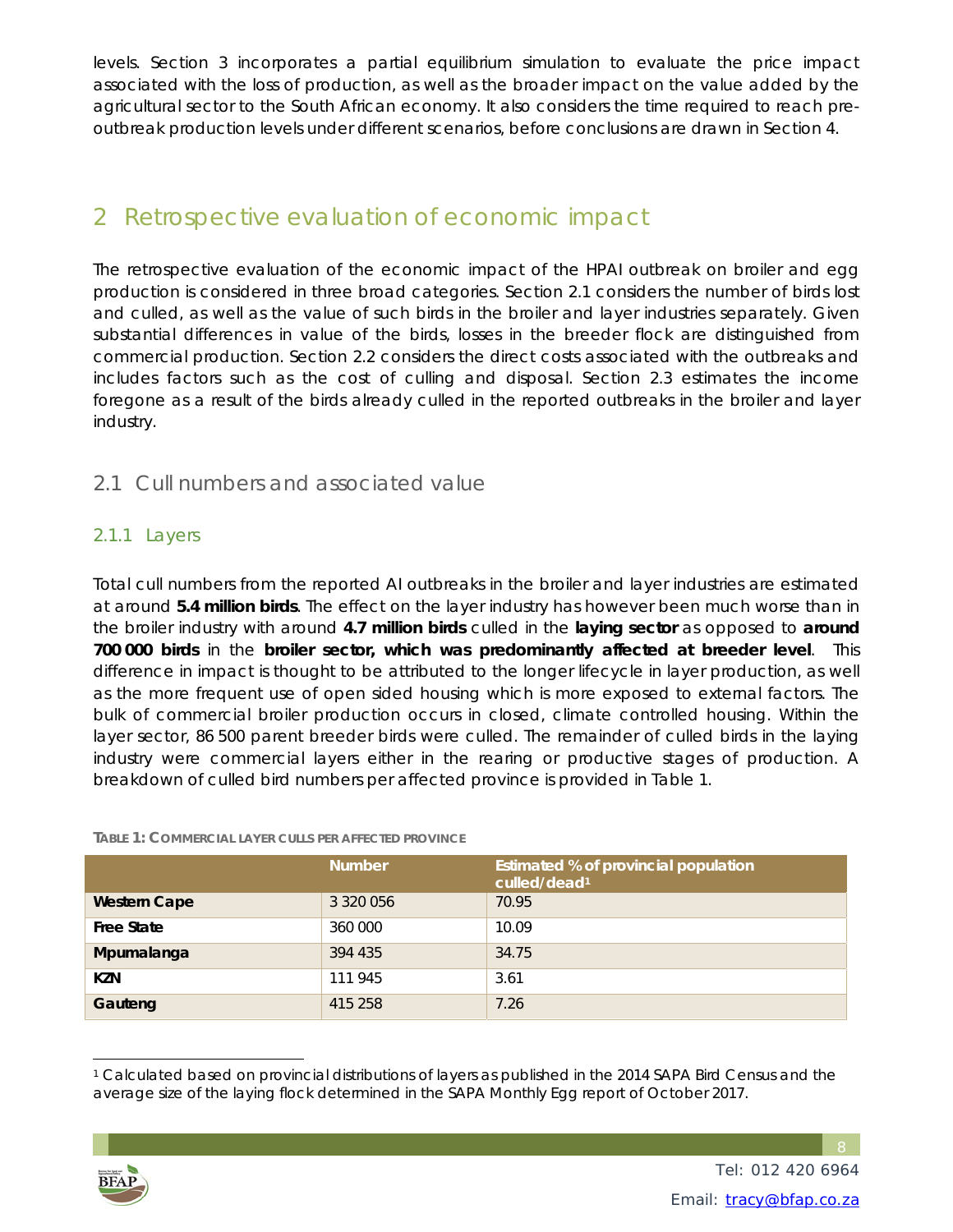levels. Section 3 incorporates a partial equilibrium simulation to evaluate the price impact associated with the loss of production, as well as the broader impact on the value added by the agricultural sector to the South African economy. It also considers the time required to reach pre-outbreak production levels under different scenarios, before conclusions are drawn in Section 4.

# 2 Retrospective evaluation of economic impact

The retrospective evaluation of the economic impact of the HPAI outbreak on broiler and egg production is considered in three broad categories. Section 2.1 considers the number of birds lost and culled, as well as the value of such birds in the broiler and layer industries separately. Given substantial differences in value of the birds, losses in the breeder flock are distinguished from commercial production. Section 2.2 considers the direct costs associated with the outbreaks and includes factors such as the cost of culling and disposal. Section 2.3 estimates the income foregone as a result of the birds already culled in the reported outbreaks in the broiler and layer industry.

## 2.1 Cull numbers and associated value

### 2.1.1 Layers

Total cull numbers from the reported AI outbreaks in the broiler and layer industries are estimated at around **5.4 million birds**. The effect on the layer industry has however been much worse than in the broiler industry with around **4.7 million birds** culled in the **laying sector** as opposed to **around 700 000 birds** in the **broiler sector, which was predominantly affected at breeder level**. This difference in impact is thought to be attributed to the longer lifecycle in layer production, as well as the more frequent use of open sided housing which is more exposed to external factors. The bulk of commercial broiler production occurs in closed, climate controlled housing. Within the layer sector, 86 500 parent breeder birds were culled. The remainder of culled birds in the laying industry were commercial layers either in the rearing or productive stages of production. A breakdown of culled bird numbers per affected province is provided in Table 1.

**TABLE 1: COMMERCIAL LAYER CULLS PER AFFECTED PROVINCE**

| | Number | Estimated % of provincial population culled/dead[1] |
|---|---|---|
| **Western Cape** | 3 320 056 | 70.95 |
| **Free State** | 360 000 | 10.09 |
| **Mpumalanga** | 394 435 | 34.75 |
| **KZN** | 111 945 | 3.61 |
| **Gauteng** | 415 258 | 7.26 |

[1] Calculated based on provincial distributions of layers as published in the 2014 SAPA Bird Census and the average size of the laying flock determined in the SAPA Monthly Egg report of October 2017.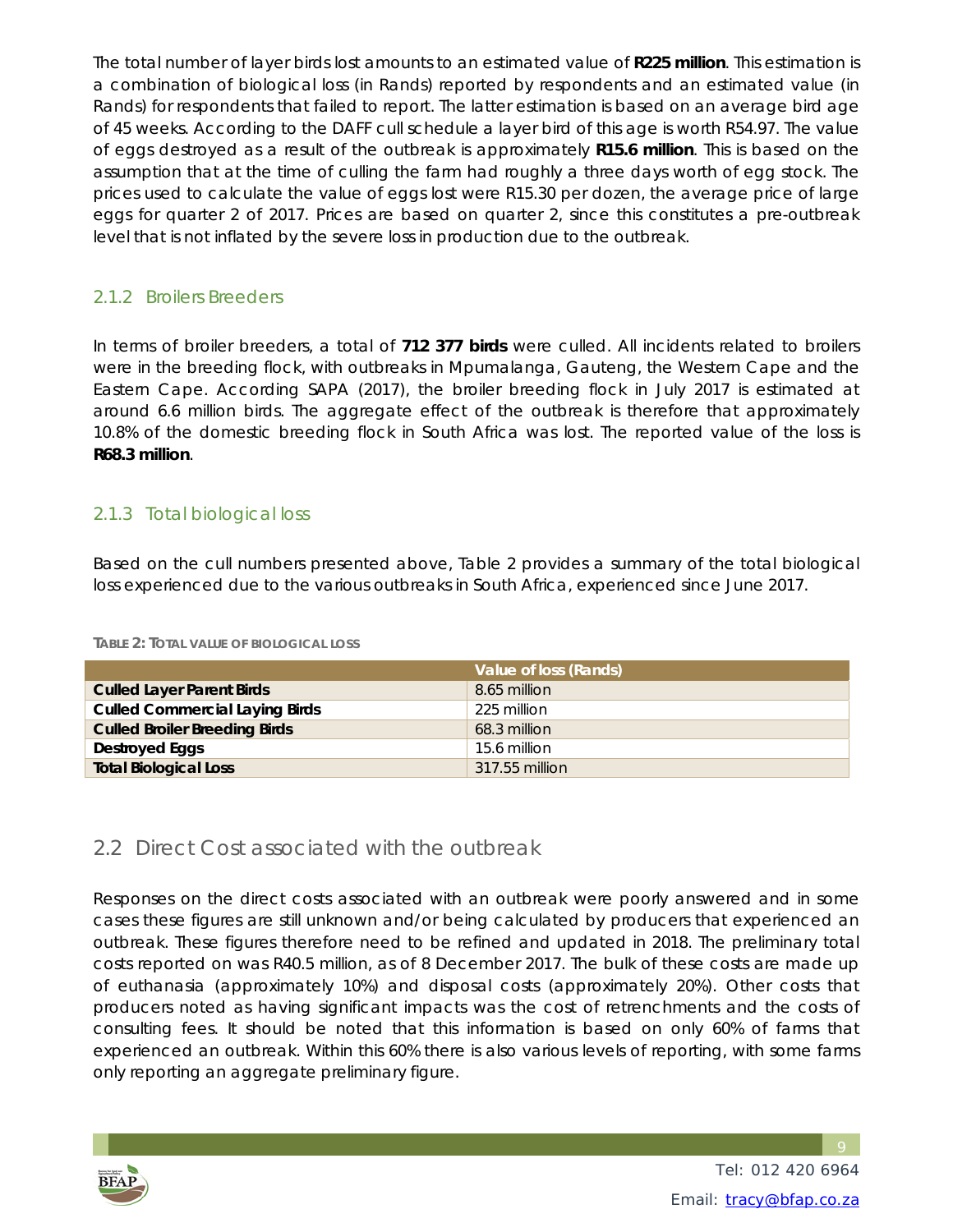The total number of layer birds lost amounts to an estimated value of **R225 million**. This estimation is a combination of biological loss (in Rands) reported by respondents and an estimated value (in Rands) for respondents that failed to report. The latter estimation is based on an average bird age of 45 weeks. According to the DAFF cull schedule a layer bird of this age is worth R54.97. The value of eggs destroyed as a result of the outbreak is approximately **R15.6 million**. This is based on the assumption that at the time of culling the farm had roughly a three days worth of egg stock. The prices used to calculate the value of eggs lost were R15.30 per dozen, the average price of large eggs for quarter 2 of 2017. Prices are based on quarter 2, since this constitutes a pre-outbreak level that is not inflated by the severe loss in production due to the outbreak.

### 2.1.2 Broilers Breeders

In terms of broiler breeders, a total of **712 377 birds** were culled. All incidents related to broilers were in the breeding flock, with outbreaks in Mpumalanga, Gauteng, the Western Cape and the Eastern Cape. According SAPA (2017), the broiler breeding flock in July 2017 is estimated at around 6.6 million birds. The aggregate effect of the outbreak is therefore that approximately 10.8% of the domestic breeding flock in South Africa was lost. The reported value of the loss is **R68.3 million**.

### 2.1.3 Total biological loss

Based on the cull numbers presented above, Table 2 provides a summary of the total biological loss experienced due to the various outbreaks in South Africa, experienced since June 2017.

**TABLE 2: TOTAL VALUE OF BIOLOGICAL LOSS**

| | Value of loss (Rands) |
|---|---|
| **Culled Layer Parent Birds** | 8.65 million |
| **Culled Commercial Laying Birds** | 225 million |
| **Culled Broiler Breeding Birds** | 68.3 million |
| **Destroyed Eggs** | 15.6 million |
| **Total Biological Loss** | 317.55 million |

## 2.2 Direct Cost associated with the outbreak

Responses on the direct costs associated with an outbreak were poorly answered and in some cases these figures are still unknown and/or being calculated by producers that experienced an outbreak. These figures therefore need to be refined and updated in 2018. The preliminary total costs reported on was R40.5 million, as of 8 December 2017. The bulk of these costs are made up of euthanasia (approximately 10%) and disposal costs (approximately 20%). Other costs that producers noted as having significant impacts was the cost of retrenchments and the costs of consulting fees. It should be noted that this information is based on only 60% of farms that experienced an outbreak. Within this 60% there is also various levels of reporting, with some farms only reporting an aggregate preliminary figure.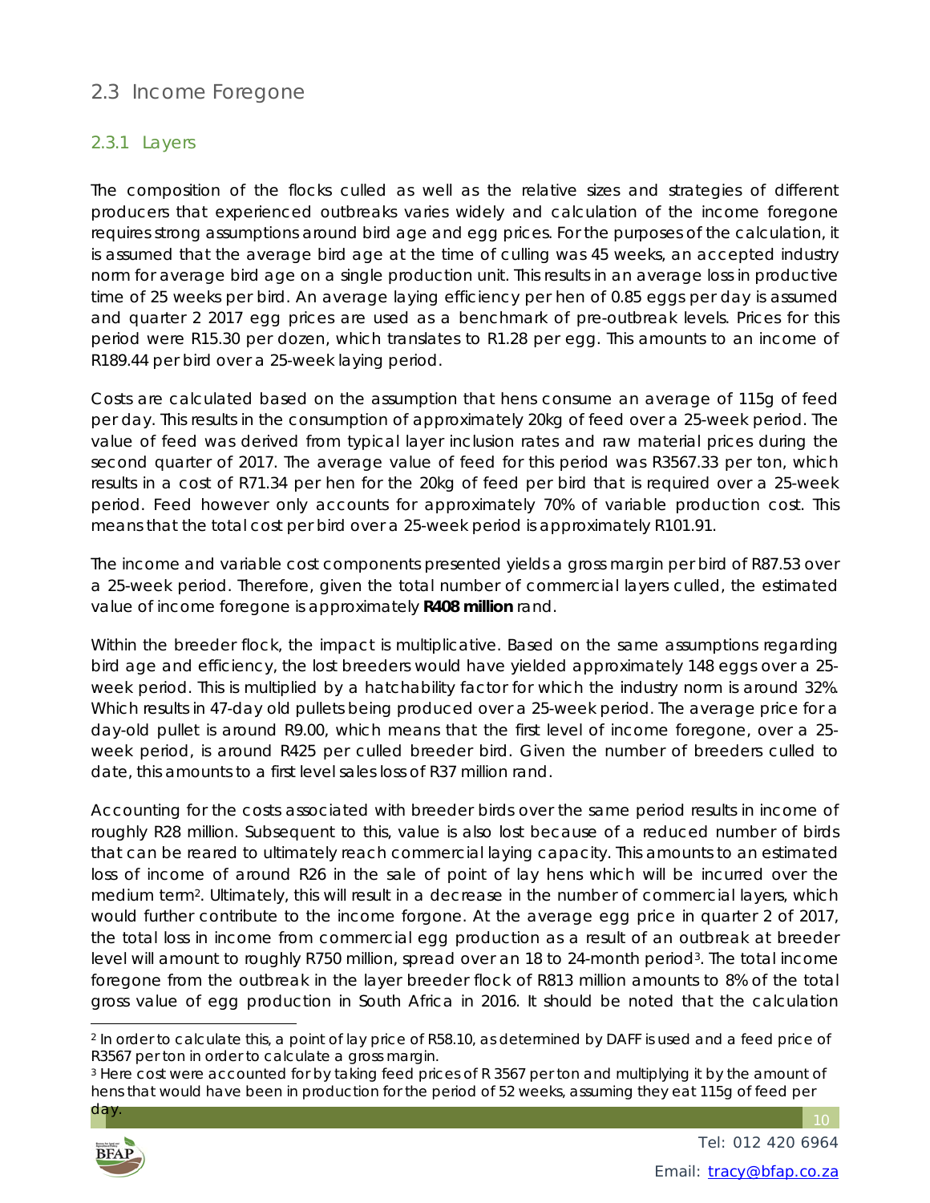## 2.3 Income Foregone

### 2.3.1 Layers

The composition of the flocks culled as well as the relative sizes and strategies of different producers that experienced outbreaks varies widely and calculation of the income foregone requires strong assumptions around bird age and egg prices. For the purposes of the calculation, it is assumed that the average bird age at the time of culling was 45 weeks, an accepted industry norm for average bird age on a single production unit. This results in an average loss in productive time of 25 weeks per bird. An average laying efficiency per hen of 0.85 eggs per day is assumed and quarter 2 2017 egg prices are used as a benchmark of pre-outbreak levels. Prices for this period were R15.30 per dozen, which translates to R1.28 per egg. This amounts to an income of R189.44 per bird over a 25-week laying period.

Costs are calculated based on the assumption that hens consume an average of 115g of feed per day. This results in the consumption of approximately 20kg of feed over a 25-week period. The value of feed was derived from typical layer inclusion rates and raw material prices during the second quarter of 2017. The average value of feed for this period was R3567.33 per ton, which results in a cost of R71.34 per hen for the 20kg of feed per bird that is required over a 25-week period. Feed however only accounts for approximately 70% of variable production cost. This means that the total cost per bird over a 25-week period is approximately R101.91.

The income and variable cost components presented yields a gross margin per bird of R87.53 over a 25-week period. Therefore, given the total number of commercial layers culled, the estimated value of income foregone is approximately **R408 million** rand.

Within the breeder flock, the impact is multiplicative. Based on the same assumptions regarding bird age and efficiency, the lost breeders would have yielded approximately 148 eggs over a 25-week period. This is multiplied by a hatchability factor for which the industry norm is around 32%. Which results in 47-day old pullets being produced over a 25-week period. The average price for a day-old pullet is around R9.00, which means that the first level of income foregone, over a 25-week period, is around R425 per culled breeder bird. Given the number of breeders culled to date, this amounts to a first level sales loss of R37 million rand.

Accounting for the costs associated with breeder birds over the same period results in income of roughly R28 million. Subsequent to this, value is also lost because of a reduced number of birds that can be reared to ultimately reach commercial laying capacity. This amounts to an estimated loss of income of around R26 in the sale of point of lay hens which will be incurred over the medium term[2]. Ultimately, this will result in a decrease in the number of commercial layers, which would further contribute to the income forgone. At the average egg price in quarter 2 of 2017, the total loss in income from commercial egg production as a result of an outbreak at breeder level will amount to roughly R750 million, spread over an 18 to 24-month period[3]. The total income foregone from the outbreak in the layer breeder flock of R813 million amounts to 8% of the total gross value of egg production in South Africa in 2016. It should be noted that the calculation

[2] In order to calculate this, a point of lay price of R58.10, as determined by DAFF is used and a feed price of R3567 per ton in order to calculate a gross margin.

[3] Here cost were accounted for by taking feed prices of R 3567 per ton and multiplying it by the amount of hens that would have been in production for the period of 52 weeks, assuming they eat 115g of feed per day.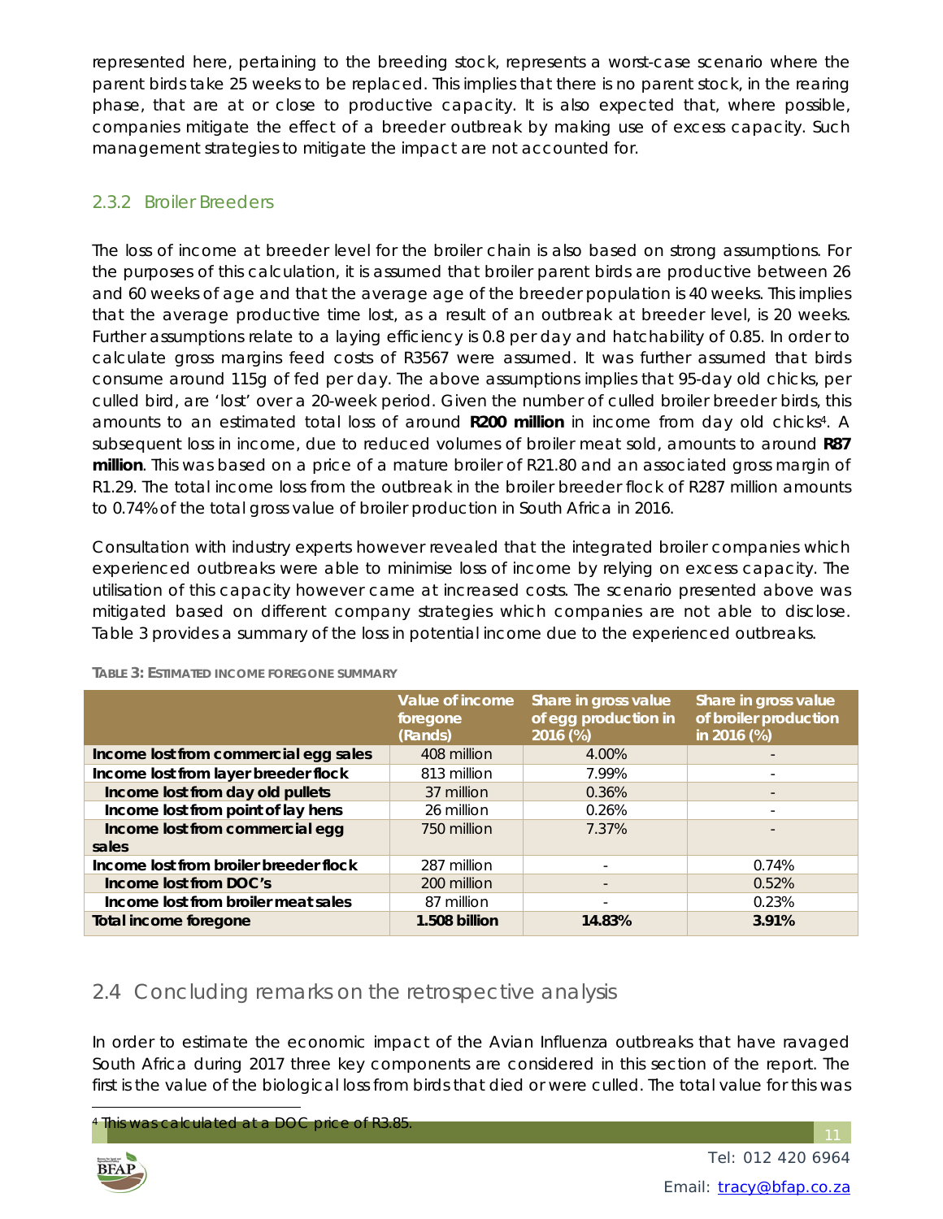represented here, pertaining to the breeding stock, represents a worst-case scenario where the parent birds take 25 weeks to be replaced. This implies that there is no parent stock, in the rearing phase, that are at or close to productive capacity. It is also expected that, where possible, companies mitigate the effect of a breeder outbreak by making use of excess capacity. Such management strategies to mitigate the impact are not accounted for.

### 2.3.2 Broiler Breeders

The loss of income at breeder level for the broiler chain is also based on strong assumptions. For the purposes of this calculation, it is assumed that broiler parent birds are productive between 26 and 60 weeks of age and that the average age of the breeder population is 40 weeks. This implies that the average productive time lost, as a result of an outbreak at breeder level, is 20 weeks. Further assumptions relate to a laying efficiency is 0.8 per day and hatchability of 0.85. In order to calculate gross margins feed costs of R3567 were assumed. It was further assumed that birds consume around 115g of fed per day. The above assumptions implies that 95-day old chicks, per culled bird, are 'lost' over a 20-week period. Given the number of culled broiler breeder birds, this amounts to an estimated total loss of around **R200 million** in income from day old chicks[4]. A subsequent loss in income, due to reduced volumes of broiler meat sold, amounts to around **R87 million**. This was based on a price of a mature broiler of R21.80 and an associated gross margin of R1.29. The total income loss from the outbreak in the broiler breeder flock of R287 million amounts to 0.74% of the total gross value of broiler production in South Africa in 2016.

Consultation with industry experts however revealed that the integrated broiler companies which experienced outbreaks were able to minimise loss of income by relying on excess capacity. The utilisation of this capacity however came at increased costs. The scenario presented above was mitigated based on different company strategies which companies are not able to disclose. Table 3 provides a summary of the loss in potential income due to the experienced outbreaks.

**Table 3: Estimated income foregone summary**

| | Value of income foregone (Rands) | Share in gross value of egg production in 2016 (%) | Share in gross value of broiler production in 2016 (%) |
|---|---|---|---|
| **Income lost from commercial egg sales** | 408 million | 4.00% | - |
| **Income lost from layer breeder flock** | 813 million | 7.99% | - |
| **Income lost from day old pullets** | 37 million | 0.36% | - |
| **Income lost from point of lay hens** | 26 million | 0.26% | - |
| **Income lost from commercial egg sales** | 750 million | 7.37% | - |
| **Income lost from broiler breeder flock** | 287 million | - | 0.74% |
| **Income lost from DOC's** | 200 million | - | 0.52% |
| **Income lost from broiler meat sales** | 87 million | - | 0.23% |
| **Total income foregone** | **1.508 billion** | **14.83%** | **3.91%** |

## 2.4 Concluding remarks on the retrospective analysis

In order to estimate the economic impact of the Avian Influenza outbreaks that have ravaged South Africa during 2017 three key components are considered in this section of the report. The first is the value of the biological loss from birds that died or were culled. The total value for this was

[4] This was calculated at a DOC price of R3.85.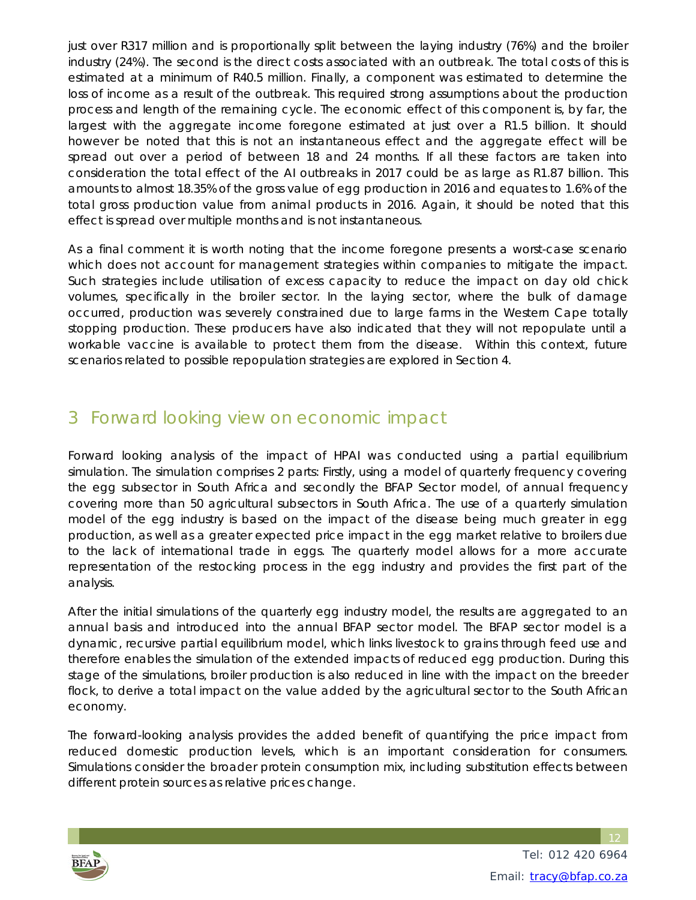just over R317 million and is proportionally split between the laying industry (76%) and the broiler industry (24%). The second is the direct costs associated with an outbreak. The total costs of this is estimated at a minimum of R40.5 million. Finally, a component was estimated to determine the loss of income as a result of the outbreak. This required strong assumptions about the production process and length of the remaining cycle. The economic effect of this component is, by far, the largest with the aggregate income foregone estimated at just over a R1.5 billion. It should however be noted that this is not an instantaneous effect and the aggregate effect will be spread out over a period of between 18 and 24 months. If all these factors are taken into consideration the total effect of the AI outbreaks in 2017 could be as large as R1.87 billion. This amounts to almost 18.35% of the gross value of egg production in 2016 and equates to 1.6% of the total gross production value from animal products in 2016. Again, it should be noted that this effect is spread over multiple months and is not instantaneous.

As a final comment it is worth noting that the income foregone presents a worst-case scenario which does not account for management strategies within companies to mitigate the impact. Such strategies include utilisation of excess capacity to reduce the impact on day old chick volumes, specifically in the broiler sector. In the laying sector, where the bulk of damage occurred, production was severely constrained due to large farms in the Western Cape totally stopping production. These producers have also indicated that they will not repopulate until a workable vaccine is available to protect them from the disease. Within this context, future scenarios related to possible repopulation strategies are explored in Section 4.

# 3 Forward looking view on economic impact

Forward looking analysis of the impact of HPAI was conducted using a partial equilibrium simulation. The simulation comprises 2 parts: Firstly, using a model of quarterly frequency covering the egg subsector in South Africa and secondly the BFAP Sector model, of annual frequency covering more than 50 agricultural subsectors in South Africa. The use of a quarterly simulation model of the egg industry is based on the impact of the disease being much greater in egg production, as well as a greater expected price impact in the egg market relative to broilers due to the lack of international trade in eggs. The quarterly model allows for a more accurate representation of the restocking process in the egg industry and provides the first part of the analysis.

After the initial simulations of the quarterly egg industry model, the results are aggregated to an annual basis and introduced into the annual BFAP sector model. The BFAP sector model is a dynamic, recursive partial equilibrium model, which links livestock to grains through feed use and therefore enables the simulation of the extended impacts of reduced egg production. During this stage of the simulations, broiler production is also reduced in line with the impact on the breeder flock, to derive a total impact on the value added by the agricultural sector to the South African economy.

The forward-looking analysis provides the added benefit of quantifying the price impact from reduced domestic production levels, which is an important consideration for consumers. Simulations consider the broader protein consumption mix, including substitution effects between different protein sources as relative prices change.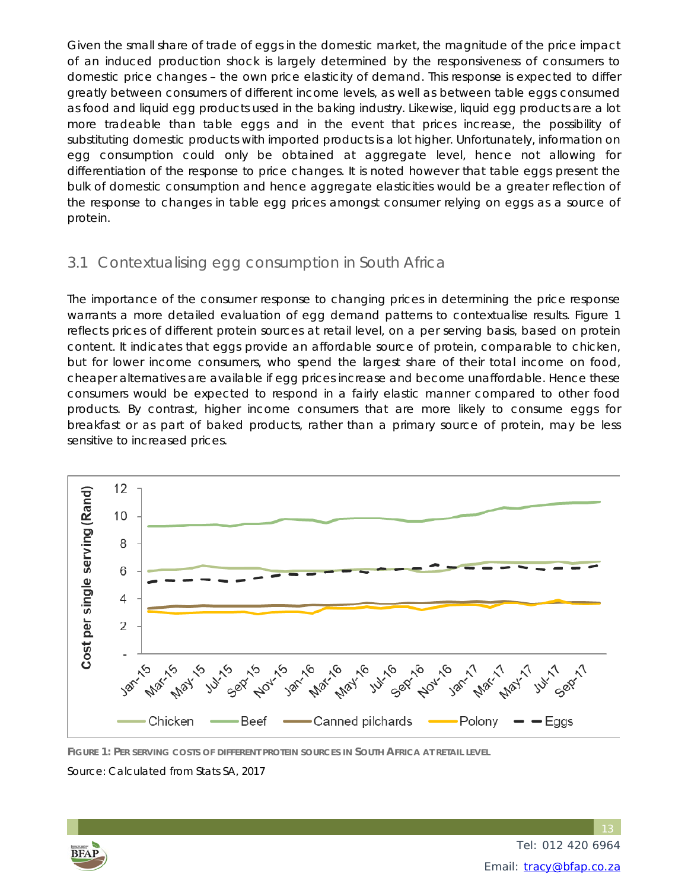Given the small share of trade of eggs in the domestic market, the magnitude of the price impact of an induced production shock is largely determined by the responsiveness of consumers to domestic price changes – the own price elasticity of demand. This response is expected to differ greatly between consumers of different income levels, as well as between table eggs consumed as food and liquid egg products used in the baking industry. Likewise, liquid egg products are a lot more tradeable than table eggs and in the event that prices increase, the possibility of substituting domestic products with imported products is a lot higher. Unfortunately, information on egg consumption could only be obtained at aggregate level, hence not allowing for differentiation of the response to price changes. It is noted however that table eggs present the bulk of domestic consumption and hence aggregate elasticities would be a greater reflection of the response to changes in table egg prices amongst consumer relying on eggs as a source of protein.

## 3.1 Contextualising egg consumption in South Africa

The importance of the consumer response to changing prices in determining the price response warrants a more detailed evaluation of egg demand patterns to contextualise results. Figure 1 reflects prices of different protein sources at retail level, on a per serving basis, based on protein content. It indicates that eggs provide an affordable source of protein, comparable to chicken, but for lower income consumers, who spend the largest share of their total income on food, cheaper alternatives are available if egg prices increase and become unaffordable. Hence these consumers would be expected to respond in a fairly elastic manner compared to other food products. By contrast, higher income consumers that are more likely to consume eggs for breakfast or as part of baked products, rather than a primary source of protein, may be less sensitive to increased prices.

**FIGURE 1: PER SERVING COSTS OF DIFFERENT PROTEIN SOURCES IN SOUTH AFRICA AT RETAIL LEVEL**

Source: Calculated from Stats SA, 2017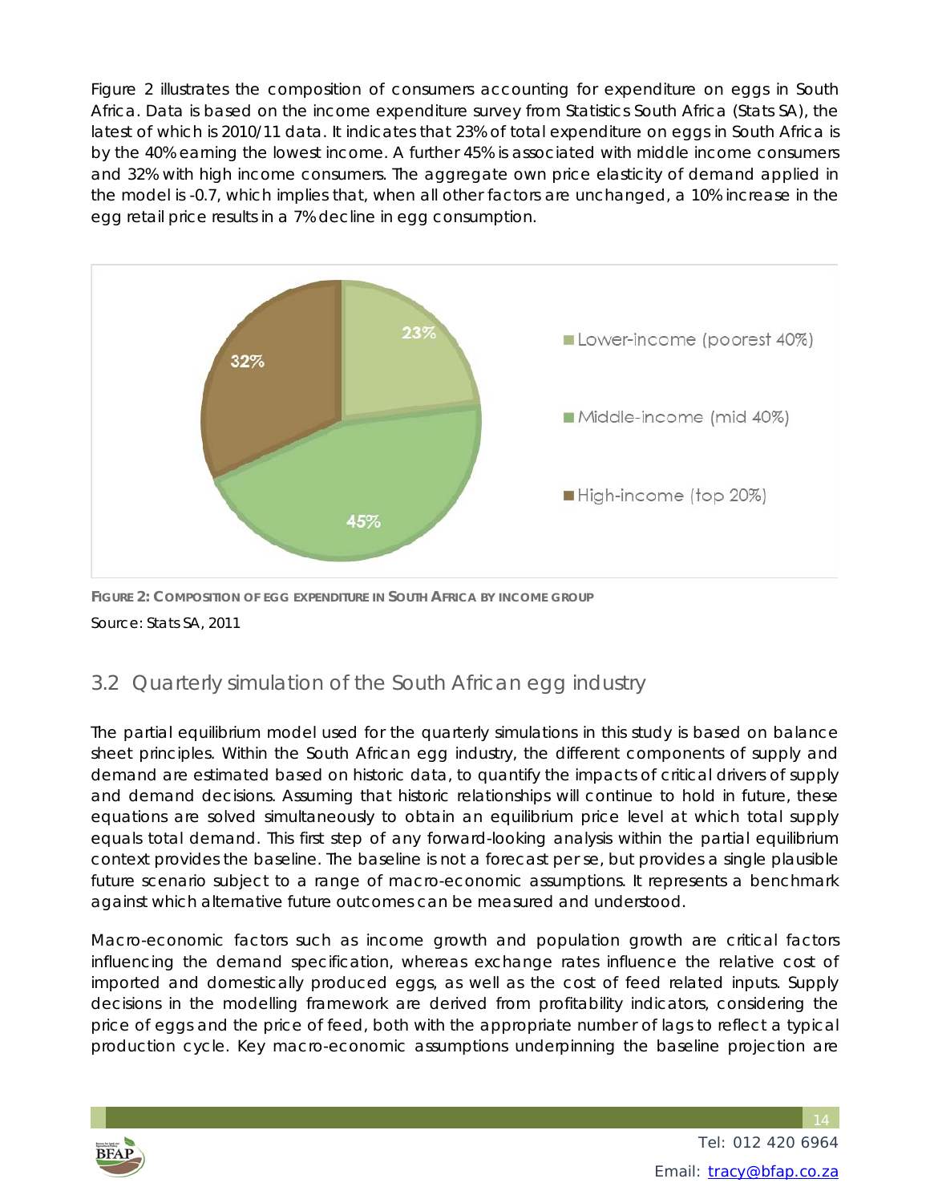Figure 2 illustrates the composition of consumers accounting for expenditure on eggs in South Africa. Data is based on the income expenditure survey from Statistics South Africa (Stats SA), the latest of which is 2010/11 data. It indicates that 23% of total expenditure on eggs in South Africa is by the 40% earning the lowest income. A further 45% is associated with middle income consumers and 32% with high income consumers. The aggregate own price elasticity of demand applied in the model is -0.7, which implies that, when all other factors are unchanged, a 10% increase in the egg retail price results in a 7% decline in egg consumption.

**FIGURE 2: COMPOSITION OF EGG EXPENDITURE IN SOUTH AFRICA BY INCOME GROUP**

Source: Stats SA, 2011

## 3.2 Quarterly simulation of the South African egg industry

The partial equilibrium model used for the quarterly simulations in this study is based on balance sheet principles. Within the South African egg industry, the different components of supply and demand are estimated based on historic data, to quantify the impacts of critical drivers of supply and demand decisions. Assuming that historic relationships will continue to hold in future, these equations are solved simultaneously to obtain an equilibrium price level at which total supply equals total demand. This first step of any forward-looking analysis within the partial equilibrium context provides the baseline. The baseline is not a forecast per se, but provides a single plausible future scenario subject to a range of macro-economic assumptions. It represents a benchmark against which alternative future outcomes can be measured and understood.

Macro-economic factors such as income growth and population growth are critical factors influencing the demand specification, whereas exchange rates influence the relative cost of imported and domestically produced eggs, as well as the cost of feed related inputs. Supply decisions in the modelling framework are derived from profitability indicators, considering the price of eggs and the price of feed, both with the appropriate number of lags to reflect a typical production cycle. Key macro-economic assumptions underpinning the baseline projection are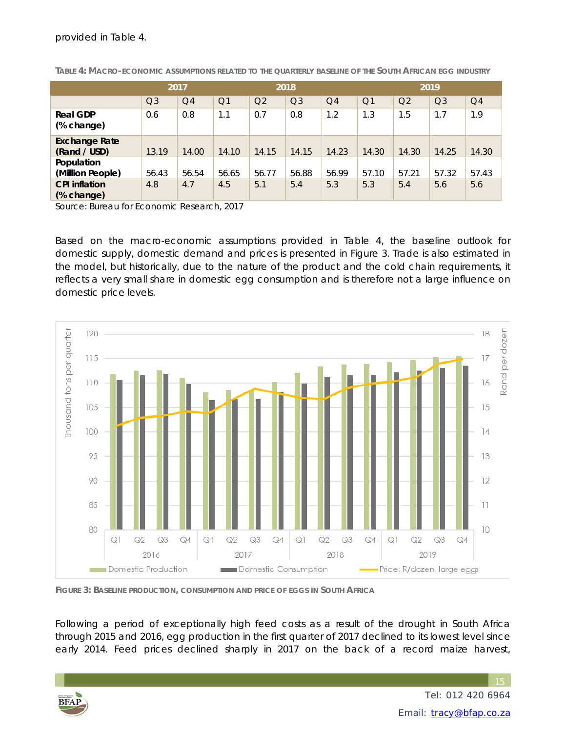provided in Table 4.

**TABLE 4: MACRO-ECONOMIC ASSUMPTIONS RELATED TO THE QUARTERLY BASELINE OF THE SOUTH AFRICAN EGG INDUSTRY**

| | 2017 | | 2018 | | | | 2019 | | | |
|---|---|---|---|---|---|---|---|---|---|---|
| | Q3 | Q4 | Q1 | Q2 | Q3 | Q4 | Q1 | Q2 | Q3 | Q4 |
| **Real GDP (% change)** | 0.6 | 0.8 | 1.1 | 0.7 | 0.8 | 1.2 | 1.3 | 1.5 | 1.7 | 1.9 |
| **Exchange Rate (Rand / USD)** | 13.19 | 14.00 | 14.10 | 14.15 | 14.15 | 14.23 | 14.30 | 14.30 | 14.25 | 14.30 |
| **Population (Million People)** | 56.43 | 56.54 | 56.65 | 56.77 | 56.88 | 56.99 | 57.10 | 57.21 | 57.32 | 57.43 |
| **CPI inflation (% change)** | 4.8 | 4.7 | 4.5 | 5.1 | 5.4 | 5.3 | 5.3 | 5.4 | 5.6 | 5.6 |

Source: Bureau for Economic Research, 2017

Based on the macro-economic assumptions provided in Table 4, the baseline outlook for domestic supply, domestic demand and prices is presented in Figure 3. Trade is also estimated in the model, but historically, due to the nature of the product and the cold chain requirements, it reflects a very small share in domestic egg consumption and is therefore not a large influence on domestic price levels.

**FIGURE 3: BASELINE PRODUCTION, CONSUMPTION AND PRICE OF EGGS IN SOUTH AFRICA**

Following a period of exceptionally high feed costs as a result of the drought in South Africa through 2015 and 2016, egg production in the first quarter of 2017 declined to its lowest level since early 2014. Feed prices declined sharply in 2017 on the back of a record maize harvest,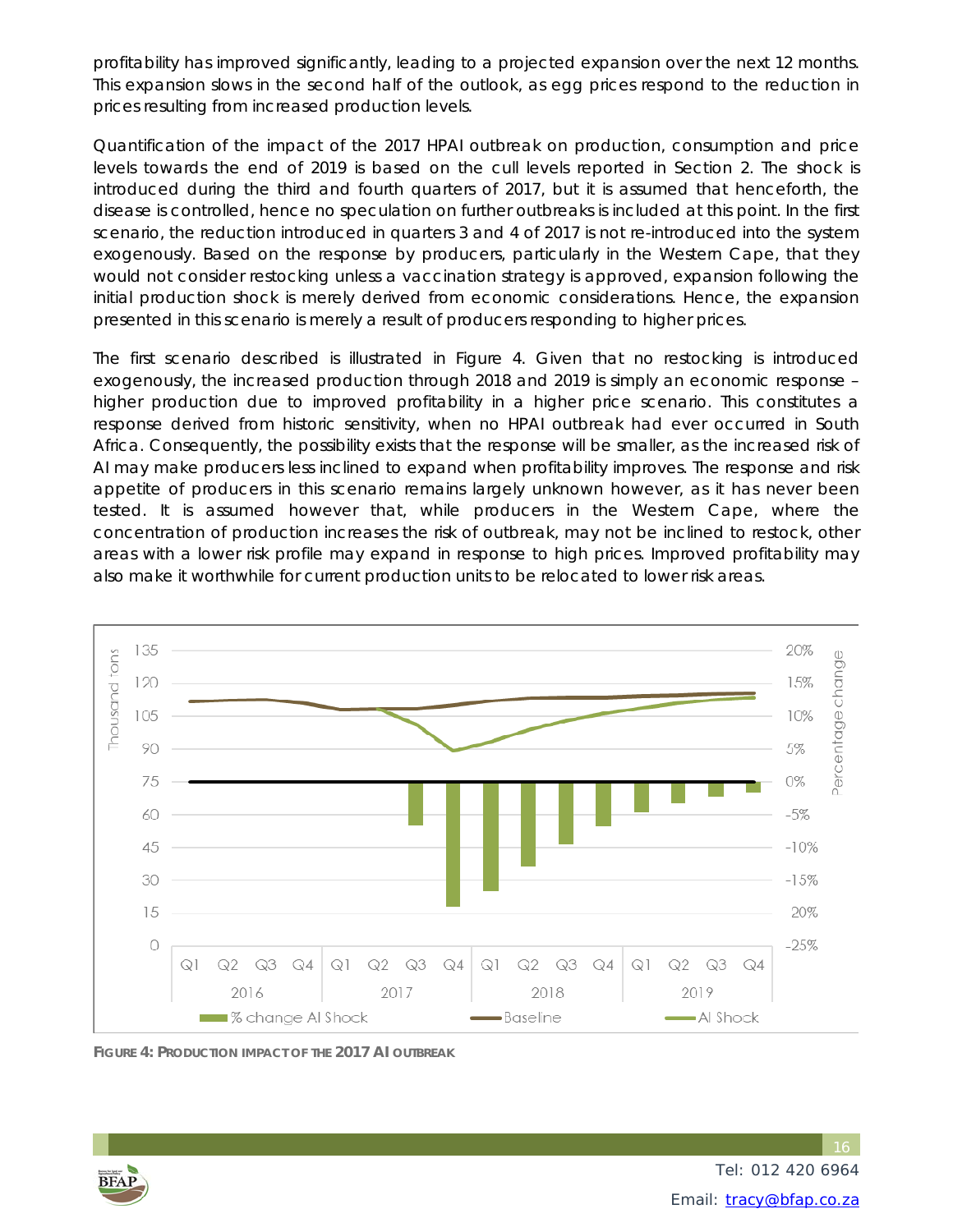profitability has improved significantly, leading to a projected expansion over the next 12 months. This expansion slows in the second half of the outlook, as egg prices respond to the reduction in prices resulting from increased production levels.

Quantification of the impact of the 2017 HPAI outbreak on production, consumption and price levels towards the end of 2019 is based on the cull levels reported in Section 2. The shock is introduced during the third and fourth quarters of 2017, but it is assumed that henceforth, the disease is controlled, hence no speculation on further outbreaks is included at this point. In the first scenario, the reduction introduced in quarters 3 and 4 of 2017 is not re-introduced into the system exogenously. Based on the response by producers, particularly in the Western Cape, that they would not consider restocking unless a vaccination strategy is approved, expansion following the initial production shock is merely derived from economic considerations. Hence, the expansion presented in this scenario is merely a result of producers responding to higher prices.

The first scenario described is illustrated in Figure 4. Given that no restocking is introduced exogenously, the increased production through 2018 and 2019 is simply an economic response – higher production due to improved profitability in a higher price scenario. This constitutes a response derived from historic sensitivity, when no HPAI outbreak had ever occurred in South Africa. Consequently, the possibility exists that the response will be smaller, as the increased risk of AI may make producers less inclined to expand when profitability improves. The response and risk appetite of producers in this scenario remains largely unknown however, as it has never been tested. It is assumed however that, while producers in the Western Cape, where the concentration of production increases the risk of outbreak, may not be inclined to restock, other areas with a lower risk profile may expand in response to high prices. Improved profitability may also make it worthwhile for current production units to be relocated to lower risk areas.

**FIGURE 4: PRODUCTION IMPACT OF THE 2017 AI OUTBREAK**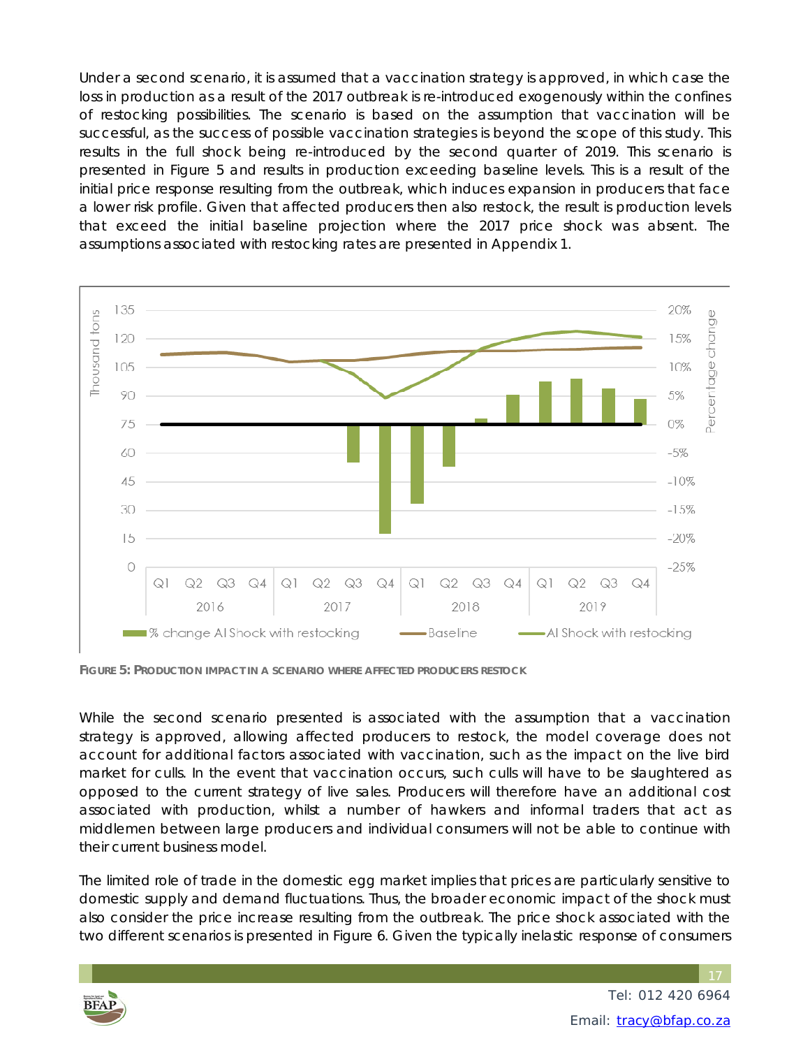Under a second scenario, it is assumed that a vaccination strategy is approved, in which case the loss in production as a result of the 2017 outbreak is re-introduced exogenously within the confines of restocking possibilities. The scenario is based on the assumption that vaccination will be successful, as the success of possible vaccination strategies is beyond the scope of this study. This results in the full shock being re-introduced by the second quarter of 2019. This scenario is presented in Figure 5 and results in production exceeding baseline levels. This is a result of the initial price response resulting from the outbreak, which induces expansion in producers that face a lower risk profile. Given that affected producers then also restock, the result is production levels that exceed the initial baseline projection where the 2017 price shock was absent. The assumptions associated with restocking rates are presented in Appendix 1.

**FIGURE 5: PRODUCTION IMPACT IN A SCENARIO WHERE AFFECTED PRODUCERS RESTOCK**

While the second scenario presented is associated with the assumption that a vaccination strategy is approved, allowing affected producers to restock, the model coverage does not account for additional factors associated with vaccination, such as the impact on the live bird market for culls. In the event that vaccination occurs, such culls will have to be slaughtered as opposed to the current strategy of live sales. Producers will therefore have an additional cost associated with production, whilst a number of hawkers and informal traders that act as middlemen between large producers and individual consumers will not be able to continue with their current business model.

The limited role of trade in the domestic egg market implies that prices are particularly sensitive to domestic supply and demand fluctuations. Thus, the broader economic impact of the shock must also consider the price increase resulting from the outbreak. The price shock associated with the two different scenarios is presented in Figure 6. Given the typically inelastic response of consumers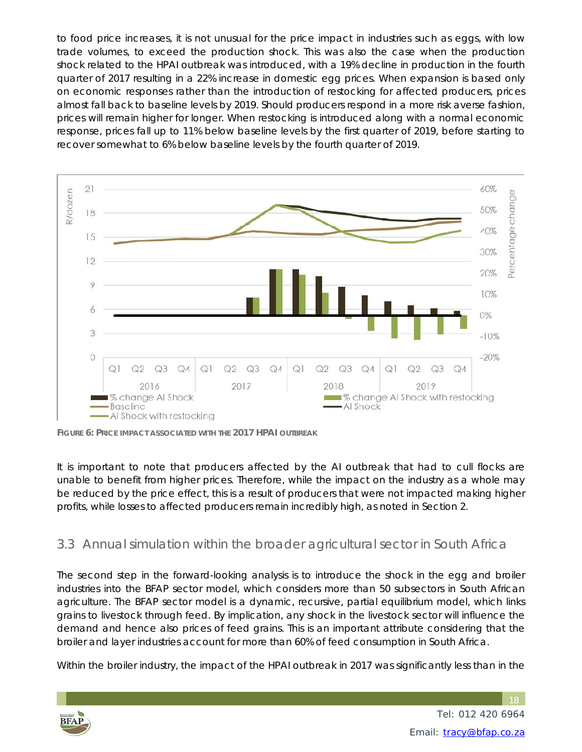to food price increases, it is not unusual for the price impact in industries such as eggs, with low trade volumes, to exceed the production shock. This was also the case when the production shock related to the HPAI outbreak was introduced, with a 19% decline in production in the fourth quarter of 2017 resulting in a 22% increase in domestic egg prices. When expansion is based only on economic responses rather than the introduction of restocking for affected producers, prices almost fall back to baseline levels by 2019. Should producers respond in a more risk averse fashion, prices will remain higher for longer. When restocking is introduced along with a normal economic response, prices fall up to 11% below baseline levels by the first quarter of 2019, before starting to recover somewhat to 6% below baseline levels by the fourth quarter of 2019.

**FIGURE 6: PRICE IMPACT ASSOCIATED WITH THE 2017 HPAI OUTBREAK**

It is important to note that producers affected by the AI outbreak that had to cull flocks are unable to benefit from higher prices. Therefore, while the impact on the industry as a whole may be reduced by the price effect, this is a result of producers that were not impacted making higher profits, while losses to affected producers remain incredibly high, as noted in Section 2.

## 3.3 Annual simulation within the broader agricultural sector in South Africa

The second step in the forward-looking analysis is to introduce the shock in the egg and broiler industries into the BFAP sector model, which considers more than 50 subsectors in South African agriculture. The BFAP sector model is a dynamic, recursive, partial equilibrium model, which links grains to livestock through feed. By implication, any shock in the livestock sector will influence the demand and hence also prices of feed grains. This is an important attribute considering that the broiler and layer industries account for more than 60% of feed consumption in South Africa.

Within the broiler industry, the impact of the HPAI outbreak in 2017 was significantly less than in the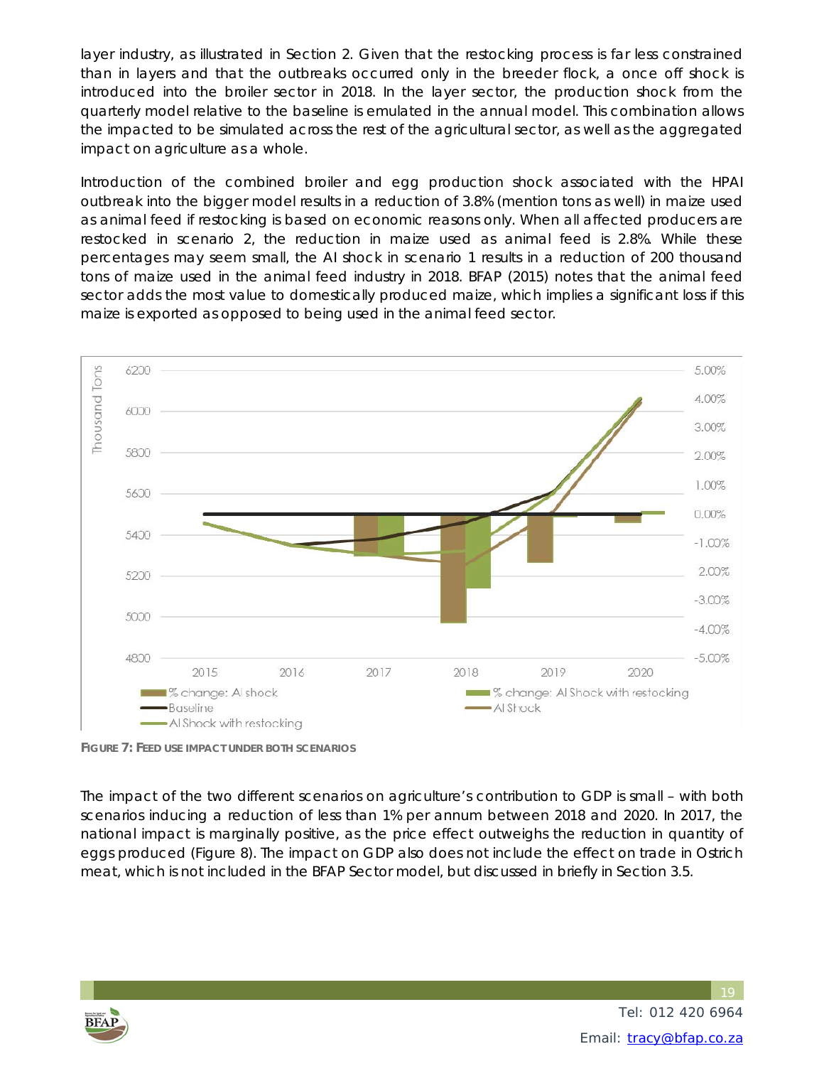layer industry, as illustrated in Section 2. Given that the restocking process is far less constrained than in layers and that the outbreaks occurred only in the breeder flock, a once off shock is introduced into the broiler sector in 2018. In the layer sector, the production shock from the quarterly model relative to the baseline is emulated in the annual model. This combination allows the impacted to be simulated across the rest of the agricultural sector, as well as the aggregated impact on agriculture as a whole.

Introduction of the combined broiler and egg production shock associated with the HPAI outbreak into the bigger model results in a reduction of 3.8% (mention tons as well) in maize used as animal feed if restocking is based on economic reasons only. When all affected producers are restocked in scenario 2, the reduction in maize used as animal feed is 2.8%. While these percentages may seem small, the AI shock in scenario 1 results in a reduction of 200 thousand tons of maize used in the animal feed industry in 2018. BFAP (2015) notes that the animal feed sector adds the most value to domestically produced maize, which implies a significant loss if this maize is exported as opposed to being used in the animal feed sector.

**FIGURE 7: FEED USE IMPACT UNDER BOTH SCENARIOS**

The impact of the two different scenarios on agriculture's contribution to GDP is small – with both scenarios inducing a reduction of less than 1% per annum between 2018 and 2020. In 2017, the national impact is marginally positive, as the price effect outweighs the reduction in quantity of eggs produced (Figure 8). The impact on GDP also does not include the effect on trade in Ostrich meat, which is not included in the BFAP Sector model, but discussed in briefly in Section 3.5.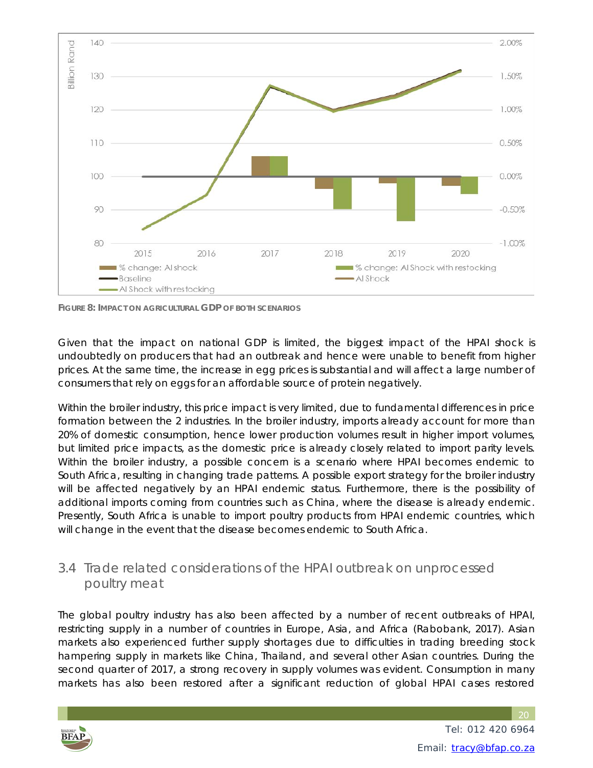**FIGURE 8: IMPACT ON AGRICULTURAL GDP OF BOTH SCENARIOS**

Given that the impact on national GDP is limited, the biggest impact of the HPAI shock is undoubtedly on producers that had an outbreak and hence were unable to benefit from higher prices. At the same time, the increase in egg prices is substantial and will affect a large number of consumers that rely on eggs for an affordable source of protein negatively.

Within the broiler industry, this price impact is very limited, due to fundamental differences in price formation between the 2 industries. In the broiler industry, imports already account for more than 20% of domestic consumption, hence lower production volumes result in higher import volumes, but limited price impacts, as the domestic price is already closely related to import parity levels. Within the broiler industry, a possible concern is a scenario where HPAI becomes endemic to South Africa, resulting in changing trade patterns. A possible export strategy for the broiler industry will be affected negatively by an HPAI endemic status. Furthermore, there is the possibility of additional imports coming from countries such as China, where the disease is already endemic. Presently, South Africa is unable to import poultry products from HPAI endemic countries, which will change in the event that the disease becomes endemic to South Africa.

## 3.4 Trade related considerations of the HPAI outbreak on unprocessed poultry meat

The global poultry industry has also been affected by a number of recent outbreaks of HPAI, restricting supply in a number of countries in Europe, Asia, and Africa (Rabobank, 2017). Asian markets also experienced further supply shortages due to difficulties in trading breeding stock hampering supply in markets like China, Thailand, and several other Asian countries. During the second quarter of 2017, a strong recovery in supply volumes was evident. Consumption in many markets has also been restored after a significant reduction of global HPAI cases restored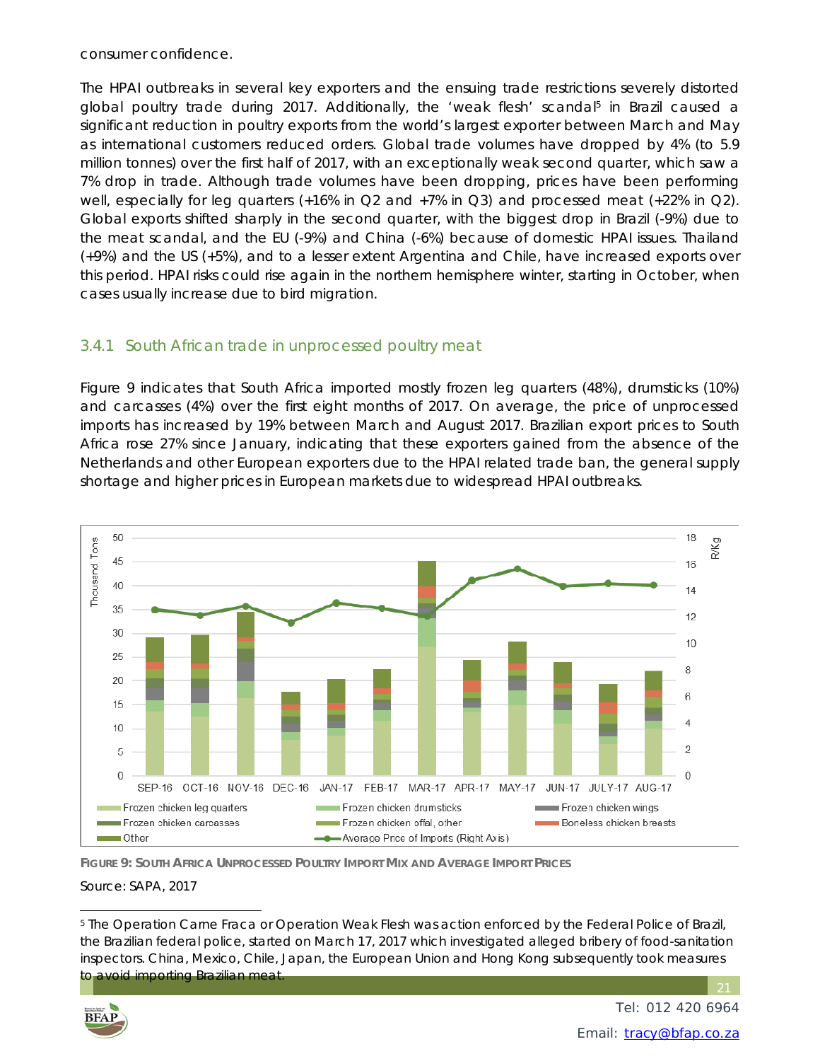consumer confidence.

The HPAI outbreaks in several key exporters and the ensuing trade restrictions severely distorted global poultry trade during 2017. Additionally, the 'weak flesh' scandal[5] in Brazil caused a significant reduction in poultry exports from the world's largest exporter between March and May as international customers reduced orders. Global trade volumes have dropped by 4% (to 5.9 million tonnes) over the first half of 2017, with an exceptionally weak second quarter, which saw a 7% drop in trade. Although trade volumes have been dropping, prices have been performing well, especially for leg quarters (+16% in Q2 and +7% in Q3) and processed meat (+22% in Q2). Global exports shifted sharply in the second quarter, with the biggest drop in Brazil (-9%) due to the meat scandal, and the EU (-9%) and China (-6%) because of domestic HPAI issues. Thailand (+9%) and the US (+5%), and to a lesser extent Argentina and Chile, have increased exports over this period. HPAI risks could rise again in the northern hemisphere winter, starting in October, when cases usually increase due to bird migration.

### 3.4.1 South African trade in unprocessed poultry meat

Figure 9 indicates that South Africa imported mostly frozen leg quarters (48%), drumsticks (10%) and carcasses (4%) over the first eight months of 2017. On average, the price of unprocessed imports has increased by 19% between March and August 2017. Brazilian export prices to South Africa rose 27% since January, indicating that these exporters gained from the absence of the Netherlands and other European exporters due to the HPAI related trade ban, the general supply shortage and higher prices in European markets due to widespread HPAI outbreaks.

**FIGURE 9: SOUTH AFRICA UNPROCESSED POULTRY IMPORT MIX AND AVERAGE IMPORT PRICES**

Source: SAPA, 2017

[5] The Operation Carne Fraca or Operation Weak Flesh was action enforced by the Federal Police of Brazil, the Brazilian federal police, started on March 17, 2017 which investigated alleged bribery of food-sanitation inspectors. China, Mexico, Chile, Japan, the European Union and Hong Kong subsequently took measures to avoid importing Brazilian meat.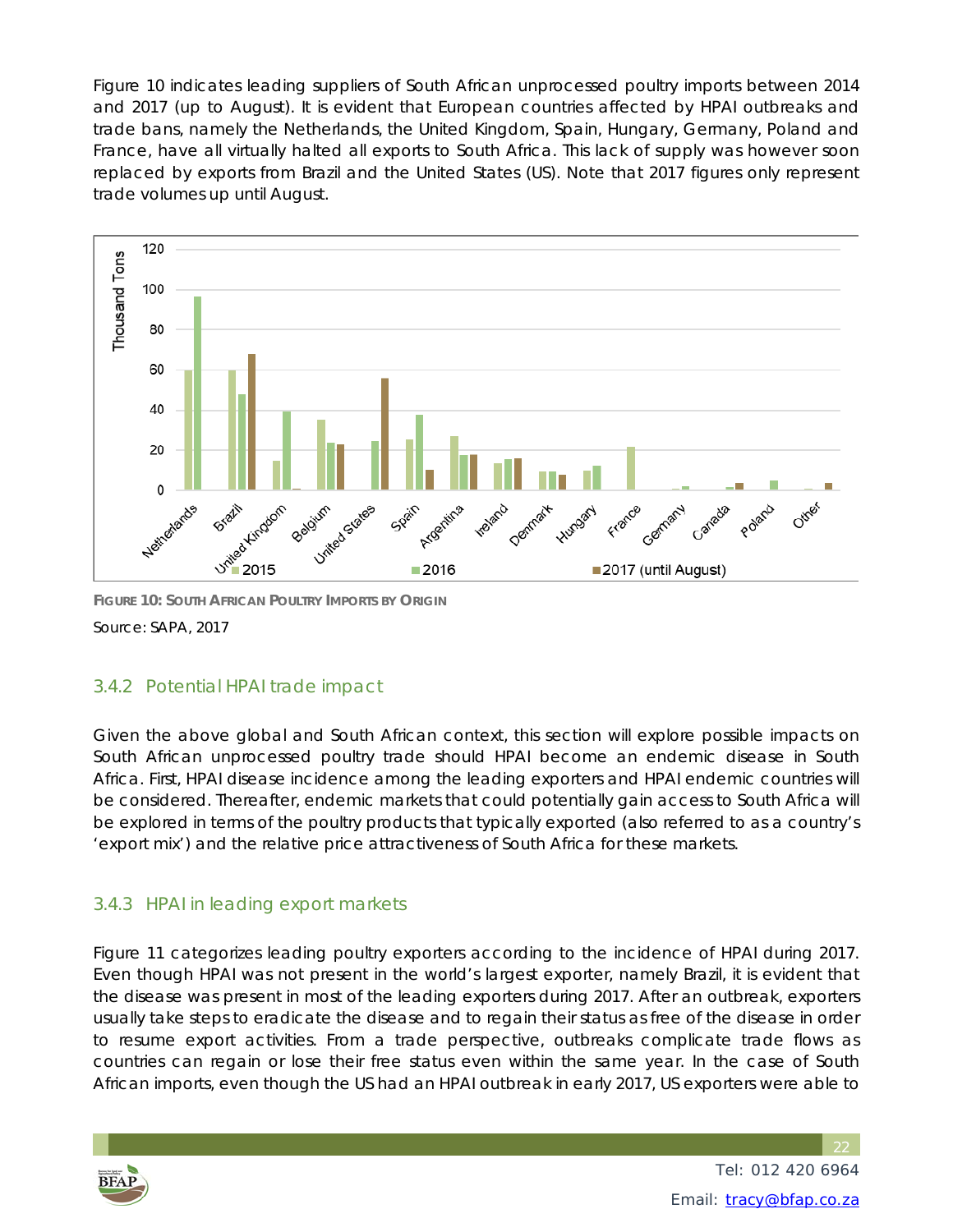Figure 10 indicates leading suppliers of South African unprocessed poultry imports between 2014 and 2017 (up to August). It is evident that European countries affected by HPAI outbreaks and trade bans, namely the Netherlands, the United Kingdom, Spain, Hungary, Germany, Poland and France, have all virtually halted all exports to South Africa. This lack of supply was however soon replaced by exports from Brazil and the United States (US). Note that 2017 figures only represent trade volumes up until August.

**FIGURE 10: SOUTH AFRICAN POULTRY IMPORTS BY ORIGIN**

Source: SAPA, 2017

### 3.4.2 Potential HPAI trade impact

Given the above global and South African context, this section will explore possible impacts on South African unprocessed poultry trade should HPAI become an endemic disease in South Africa. First, HPAI disease incidence among the leading exporters and HPAI endemic countries will be considered. Thereafter, endemic markets that could potentially gain access to South Africa will be explored in terms of the poultry products that typically exported (also referred to as a country's 'export mix') and the relative price attractiveness of South Africa for these markets.

### 3.4.3 HPAI in leading export markets

Figure 11 categorizes leading poultry exporters according to the incidence of HPAI during 2017. Even though HPAI was not present in the world's largest exporter, namely Brazil, it is evident that the disease was present in most of the leading exporters during 2017. After an outbreak, exporters usually take steps to eradicate the disease and to regain their status as free of the disease in order to resume export activities. From a trade perspective, outbreaks complicate trade flows as countries can regain or lose their free status even within the same year. In the case of South African imports, even though the US had an HPAI outbreak in early 2017, US exporters were able to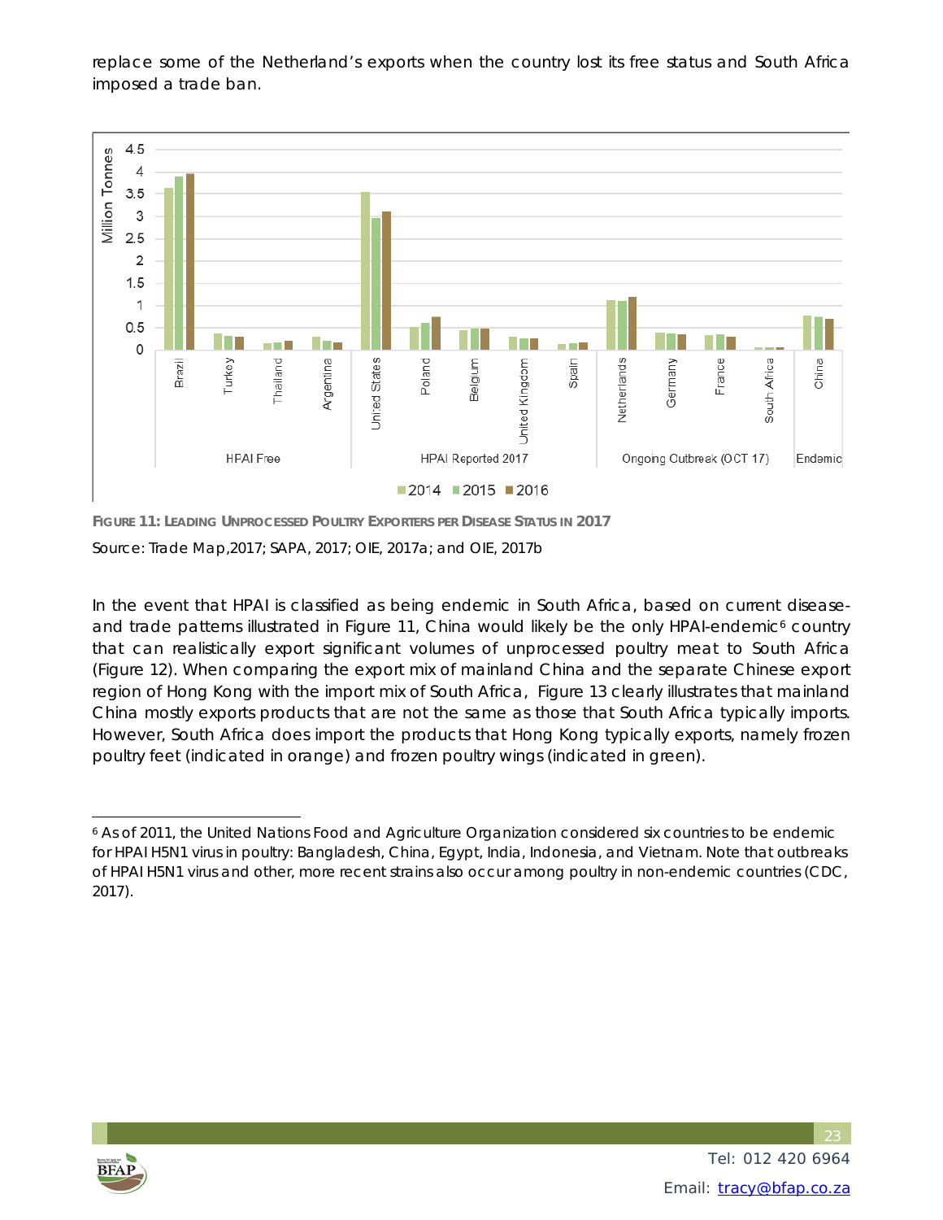replace some of the Netherland's exports when the country lost its free status and South Africa imposed a trade ban.

**FIGURE 11: LEADING UNPROCESSED POULTRY EXPORTERS PER DISEASE STATUS IN 2017**

Source: Trade Map,2017; SAPA, 2017; OIE, 2017a; and OIE, 2017b

In the event that HPAI is classified as being endemic in South Africa, based on current disease- and trade patterns illustrated in Figure 11, China would likely be the only HPAI-endemic[6] country that can realistically export significant volumes of unprocessed poultry meat to South Africa (Figure 12). When comparing the export mix of mainland China and the separate Chinese export region of Hong Kong with the import mix of South Africa, Figure 13 clearly illustrates that mainland China mostly exports products that are not the same as those that South Africa typically imports. However, South Africa does import the products that Hong Kong typically exports, namely frozen poultry feet (indicated in orange) and frozen poultry wings (indicated in green).

[6] As of 2011, the United Nations Food and Agriculture Organization considered six countries to be endemic for HPAI H5N1 virus in poultry: Bangladesh, China, Egypt, India, Indonesia, and Vietnam. Note that outbreaks of HPAI H5N1 virus and other, more recent strains also occur among poultry in non-endemic countries (CDC, 2017).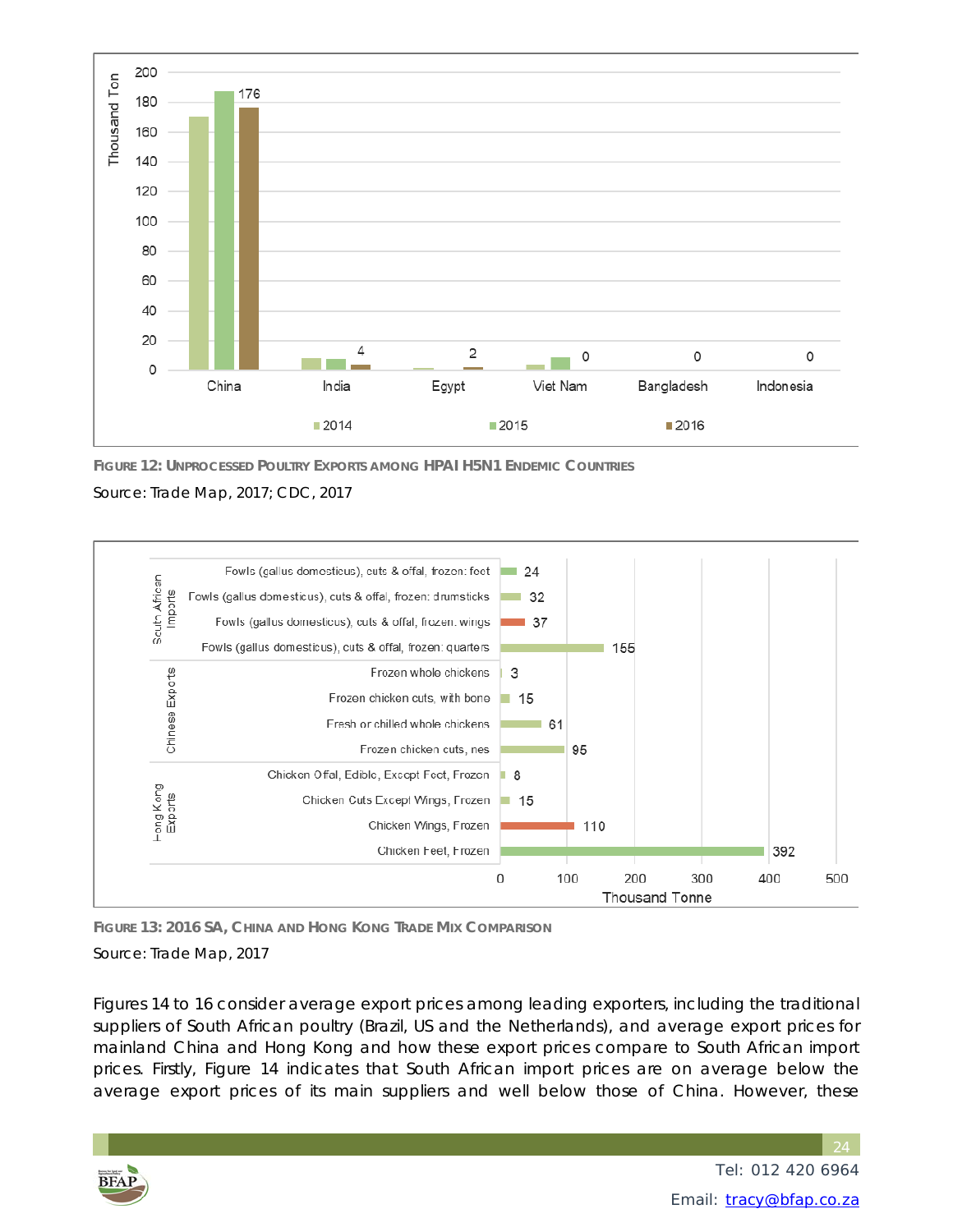**Figure 12: Unprocessed Poultry Exports among HPAI H5N1 Endemic Countries**

Source: Trade Map, 2017; CDC, 2017

**Figure 13: 2016 SA, China and Hong Kong Trade Mix Comparison**

Source: Trade Map, 2017

Figures 14 to 16 consider average export prices among leading exporters, including the traditional suppliers of South African poultry (Brazil, US and the Netherlands), and average export prices for mainland China and Hong Kong and how these export prices compare to South African import prices. Firstly, Figure 14 indicates that South African import prices are on average below the average export prices of its main suppliers and well below those of China. However, these

Tel: 012 420 6964

Email: tracy@bfap.co.za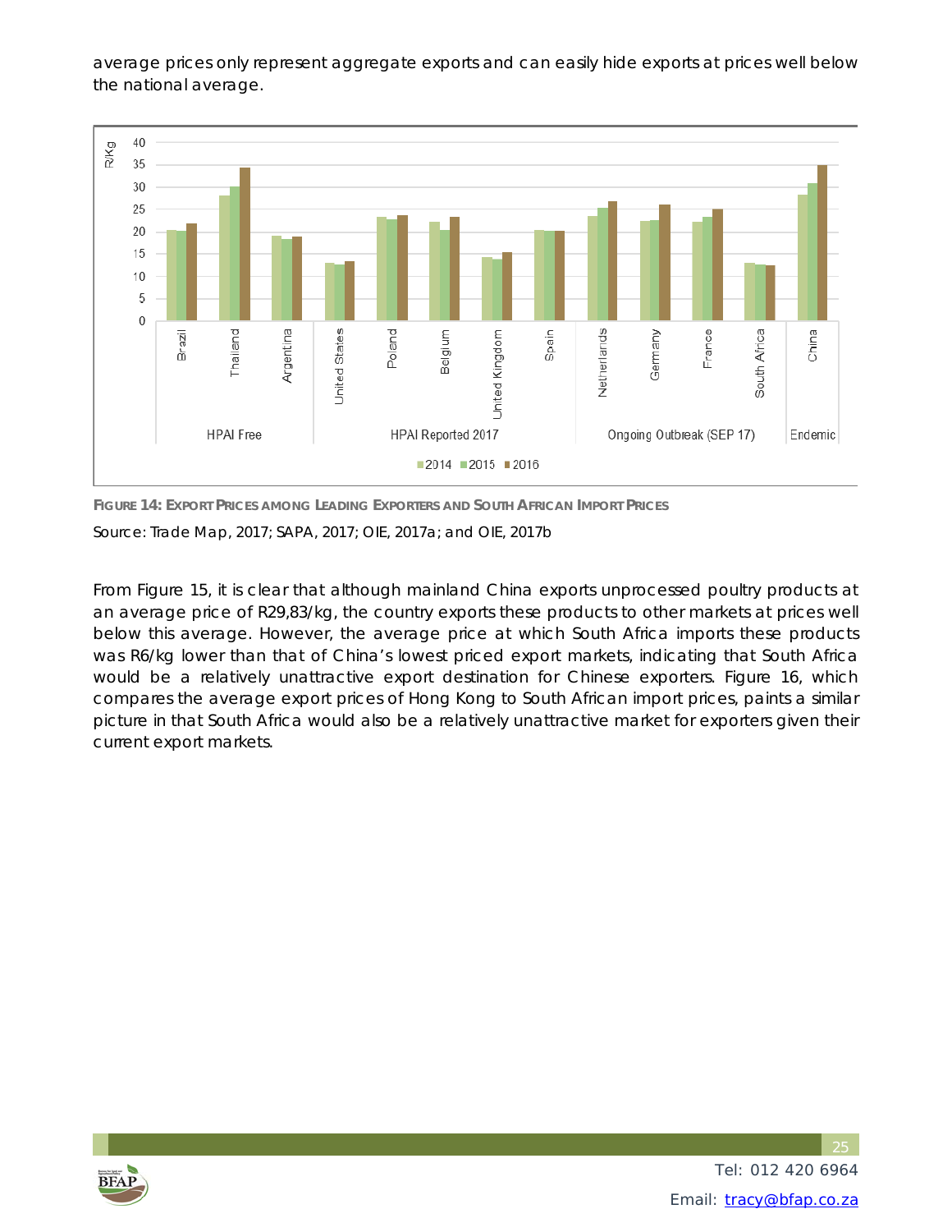average prices only represent aggregate exports and can easily hide exports at prices well below the national average.

**FIGURE 14: EXPORT PRICES AMONG LEADING EXPORTERS AND SOUTH AFRICAN IMPORT PRICES**

Source: Trade Map, 2017; SAPA, 2017; OIE, 2017a; and OIE, 2017b

From Figure 15, it is clear that although mainland China exports unprocessed poultry products at an average price of R29,83/kg, the country exports these products to other markets at prices well below this average. However, the average price at which South Africa imports these products was R6/kg lower than that of China's lowest priced export markets, indicating that South Africa would be a relatively unattractive export destination for Chinese exporters. Figure 16, which compares the average export prices of Hong Kong to South African import prices, paints a similar picture in that South Africa would also be a relatively unattractive market for exporters given their current export markets.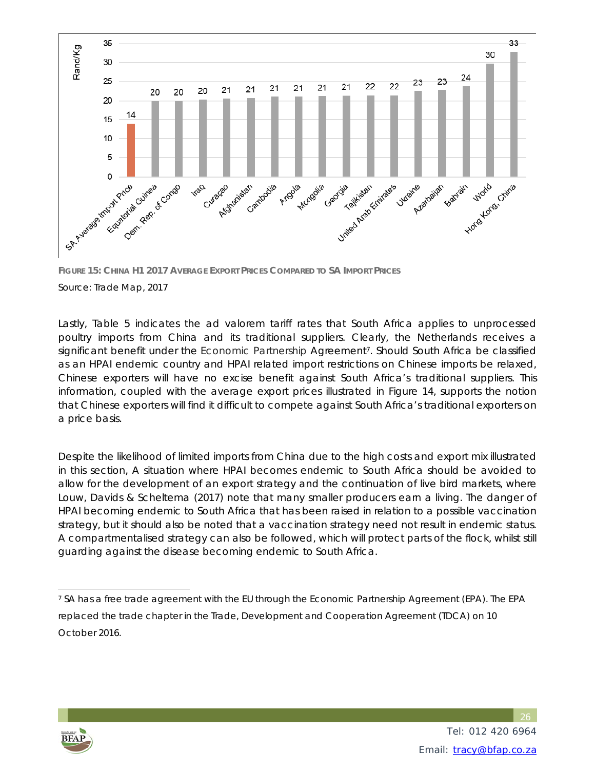| Country | Rand/Kg |
|---|---|
| SA Average Import Price | 14 |
| Equatorial Guinea | 20 |
| Dem. Rep. of Congo | 20 |
| Iraq | 20 |
| Curaçao | 21 |
| Afghanistan | 21 |
| Cambodia | 21 |
| Angola | 21 |
| Mongolia | 21 |
| Georgia | 21 |
| Tajikistan | 22 |
| United Arab Emirates | 22 |
| Ukraine | 23 |
| Azerbaijan | 23 |
| Bahrain | 24 |
| World | 30 |
| Hong Kong, China | 33 |

**FIGURE 15: CHINA H1 2017 AVERAGE EXPORT PRICES COMPARED TO SA IMPORT PRICES**

Source: Trade Map, 2017

Lastly, Table 5 indicates the ad valorem tariff rates that South Africa applies to unprocessed poultry imports from China and its traditional suppliers. Clearly, the Netherlands receives a significant benefit under the Economic Partnership Agreement[7]. Should South Africa be classified as an HPAI endemic country and HPAI related import restrictions on Chinese imports be relaxed, Chinese exporters will have no excise benefit against South Africa's traditional suppliers. This information, coupled with the average export prices illustrated in Figure 14, supports the notion that Chinese exporters will find it difficult to compete against South Africa's traditional exporters on a price basis.

Despite the likelihood of limited imports from China due to the high costs and export mix illustrated in this section, A situation where HPAI becomes endemic to South Africa should be avoided to allow for the development of an export strategy and the continuation of live bird markets, where Louw, Davids & Scheltema (2017) note that many smaller producers earn a living. The danger of HPAI becoming endemic to South Africa that has been raised in relation to a possible vaccination strategy, but it should also be noted that a vaccination strategy need not result in endemic status. A compartmentalised strategy can also be followed, which will protect parts of the flock, whilst still guarding against the disease becoming endemic to South Africa.

[7] SA has a free trade agreement with the EU through the Economic Partnership Agreement (EPA). The EPA replaced the trade chapter in the Trade, Development and Cooperation Agreement (TDCA) on 10 October 2016.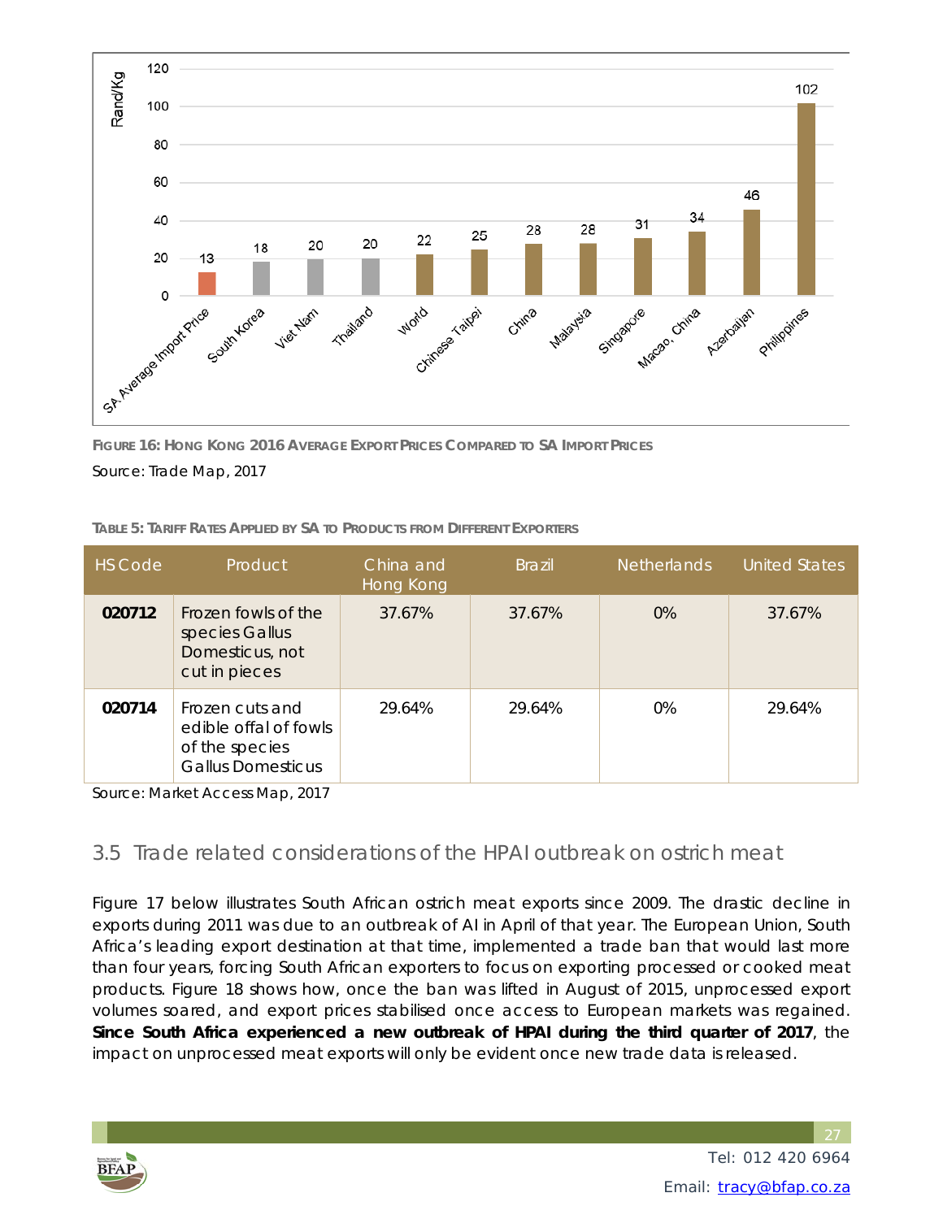**Figure 16: Hong Kong 2016 Average Export Prices Compared to SA Import Prices**

Source: Trade Map, 2017

**Table 5: Tariff Rates Applied by SA to Products from Different Exporters**

| HS Code | Product | China and Hong Kong | Brazil | Netherlands | United States |
|---|---|---|---|---|---|
| **020712** | Frozen fowls of the species Gallus Domesticus, not cut in pieces | 37.67% | 37.67% | 0% | 37.67% |
| **020714** | Frozen cuts and edible offal of fowls of the species Gallus Domesticus | 29.64% | 29.64% | 0% | 29.64% |

Source: Market Access Map, 2017

## 3.5 Trade related considerations of the HPAI outbreak on ostrich meat

Figure 17 below illustrates South African ostrich meat exports since 2009. The drastic decline in exports during 2011 was due to an outbreak of AI in April of that year. The European Union, South Africa's leading export destination at that time, implemented a trade ban that would last more than four years, forcing South African exporters to focus on exporting processed or cooked meat products. Figure 18 shows how, once the ban was lifted in August of 2015, unprocessed export volumes soared, and export prices stabilised once access to European markets was regained. **Since South Africa experienced a new outbreak of HPAI during the third quarter of 2017**, the impact on unprocessed meat exports will only be evident once new trade data is released.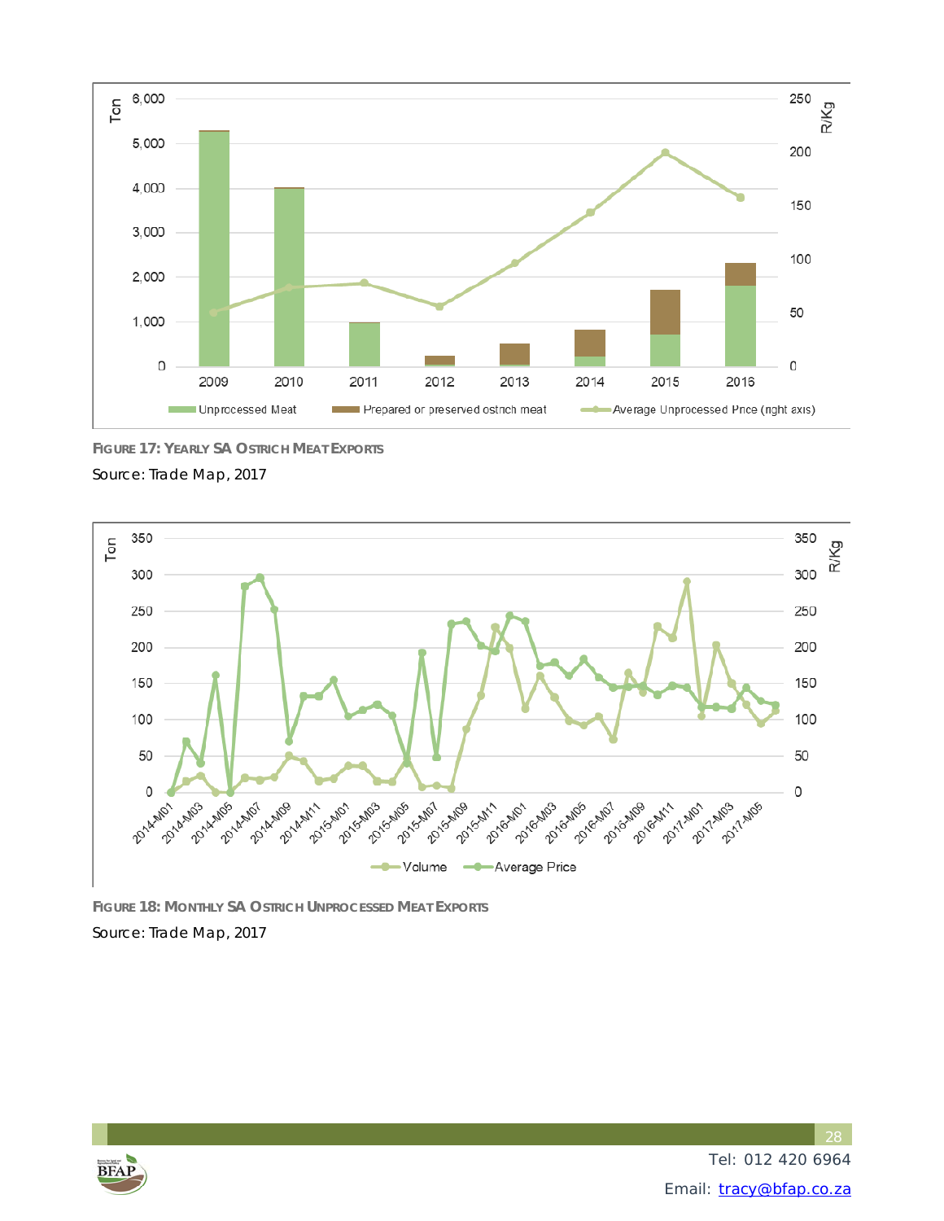**FIGURE 17: YEARLY SA OSTRICH MEAT EXPORTS**

Source: Trade Map, 2017

**FIGURE 18: MONTHLY SA OSTRICH UNPROCESSED MEAT EXPORTS**

Source: Trade Map, 2017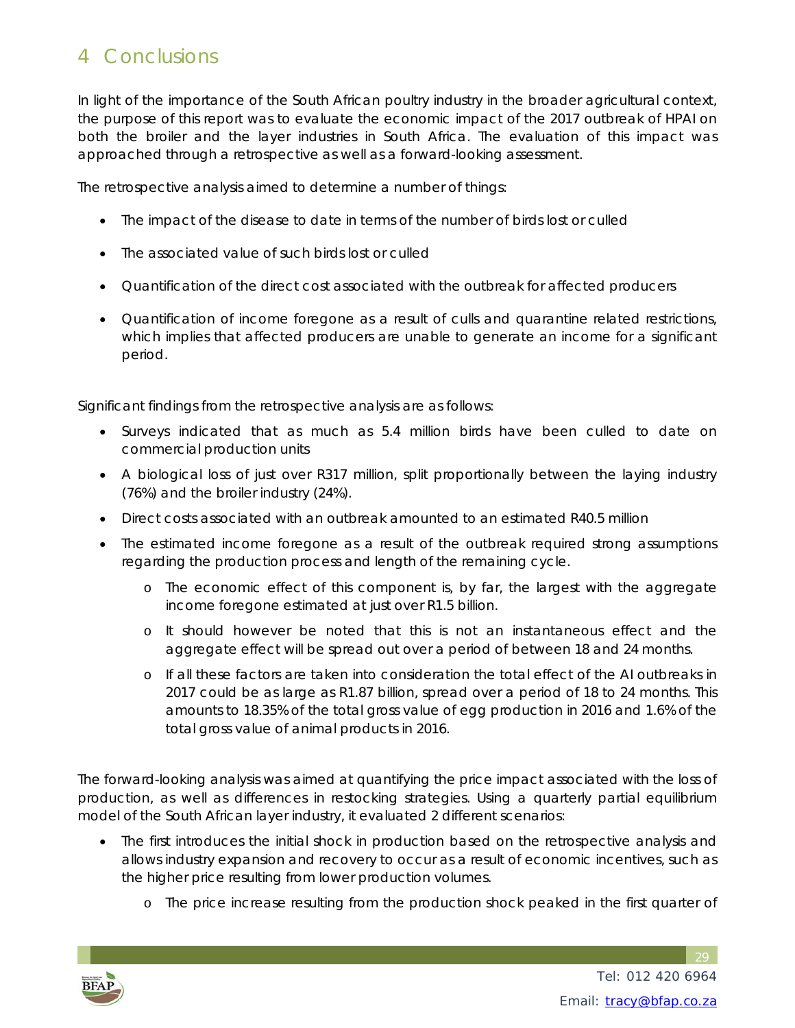# 4 Conclusions

In light of the importance of the South African poultry industry in the broader agricultural context, the purpose of this report was to evaluate the economic impact of the 2017 outbreak of HPAI on both the broiler and the layer industries in South Africa. The evaluation of this impact was approached through a retrospective as well as a forward-looking assessment.

The retrospective analysis aimed to determine a number of things:

- The impact of the disease to date in terms of the number of birds lost or culled
- The associated value of such birds lost or culled
- Quantification of the direct cost associated with the outbreak for affected producers
- Quantification of income foregone as a result of culls and quarantine related restrictions, which implies that affected producers are unable to generate an income for a significant period.

Significant findings from the retrospective analysis are as follows:

- Surveys indicated that as much as 5.4 million birds have been culled to date on commercial production units
- A biological loss of just over R317 million, split proportionally between the laying industry (76%) and the broiler industry (24%).
- Direct costs associated with an outbreak amounted to an estimated R40.5 million
- The estimated income foregone as a result of the outbreak required strong assumptions regarding the production process and length of the remaining cycle.
    - The economic effect of this component is, by far, the largest with the aggregate income foregone estimated at just over R1.5 billion.
    - It should however be noted that this is not an instantaneous effect and the aggregate effect will be spread out over a period of between 18 and 24 months.
    - If all these factors are taken into consideration the total effect of the AI outbreaks in 2017 could be as large as R1.87 billion, spread over a period of 18 to 24 months. This amounts to 18.35% of the total gross value of egg production in 2016 and 1.6% of the total gross value of animal products in 2016.

The forward-looking analysis was aimed at quantifying the price impact associated with the loss of production, as well as differences in restocking strategies. Using a quarterly partial equilibrium model of the South African layer industry, it evaluated 2 different scenarios:

- The first introduces the initial shock in production based on the retrospective analysis and allows industry expansion and recovery to occur as a result of economic incentives, such as the higher price resulting from lower production volumes.
    - The price increase resulting from the production shock peaked in the first quarter of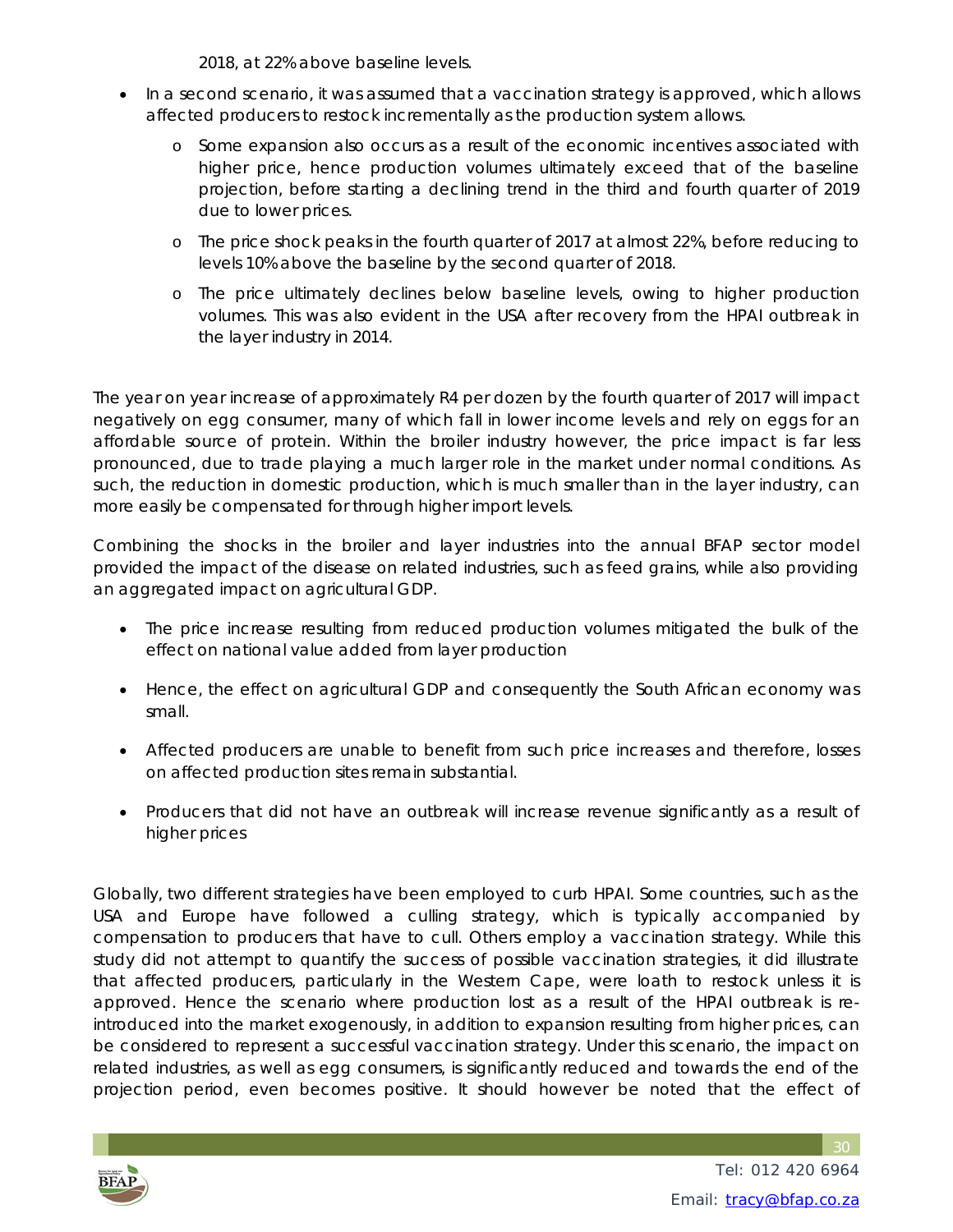2018, at 22% above baseline levels.

- In a second scenario, it was assumed that a vaccination strategy is approved, which allows affected producers to restock incrementally as the production system allows.
  - Some expansion also occurs as a result of the economic incentives associated with higher price, hence production volumes ultimately exceed that of the baseline projection, before starting a declining trend in the third and fourth quarter of 2019 due to lower prices.
  - The price shock peaks in the fourth quarter of 2017 at almost 22%, before reducing to levels 10% above the baseline by the second quarter of 2018.
  - The price ultimately declines below baseline levels, owing to higher production volumes. This was also evident in the USA after recovery from the HPAI outbreak in the layer industry in 2014.

The year on year increase of approximately R4 per dozen by the fourth quarter of 2017 will impact negatively on egg consumer, many of which fall in lower income levels and rely on eggs for an affordable source of protein. Within the broiler industry however, the price impact is far less pronounced, due to trade playing a much larger role in the market under normal conditions. As such, the reduction in domestic production, which is much smaller than in the layer industry, can more easily be compensated for through higher import levels.

Combining the shocks in the broiler and layer industries into the annual BFAP sector model provided the impact of the disease on related industries, such as feed grains, while also providing an aggregated impact on agricultural GDP.

- The price increase resulting from reduced production volumes mitigated the bulk of the effect on national value added from layer production
- Hence, the effect on agricultural GDP and consequently the South African economy was small.
- Affected producers are unable to benefit from such price increases and therefore, losses on affected production sites remain substantial.
- Producers that did not have an outbreak will increase revenue significantly as a result of higher prices

Globally, two different strategies have been employed to curb HPAI. Some countries, such as the USA and Europe have followed a culling strategy, which is typically accompanied by compensation to producers that have to cull. Others employ a vaccination strategy. While this study did not attempt to quantify the success of possible vaccination strategies, it did illustrate that affected producers, particularly in the Western Cape, were loath to restock unless it is approved. Hence the scenario where production lost as a result of the HPAI outbreak is re-introduced into the market exogenously, in addition to expansion resulting from higher prices, can be considered to represent a successful vaccination strategy. Under this scenario, the impact on related industries, as well as egg consumers, is significantly reduced and towards the end of the projection period, even becomes positive. It should however be noted that the effect of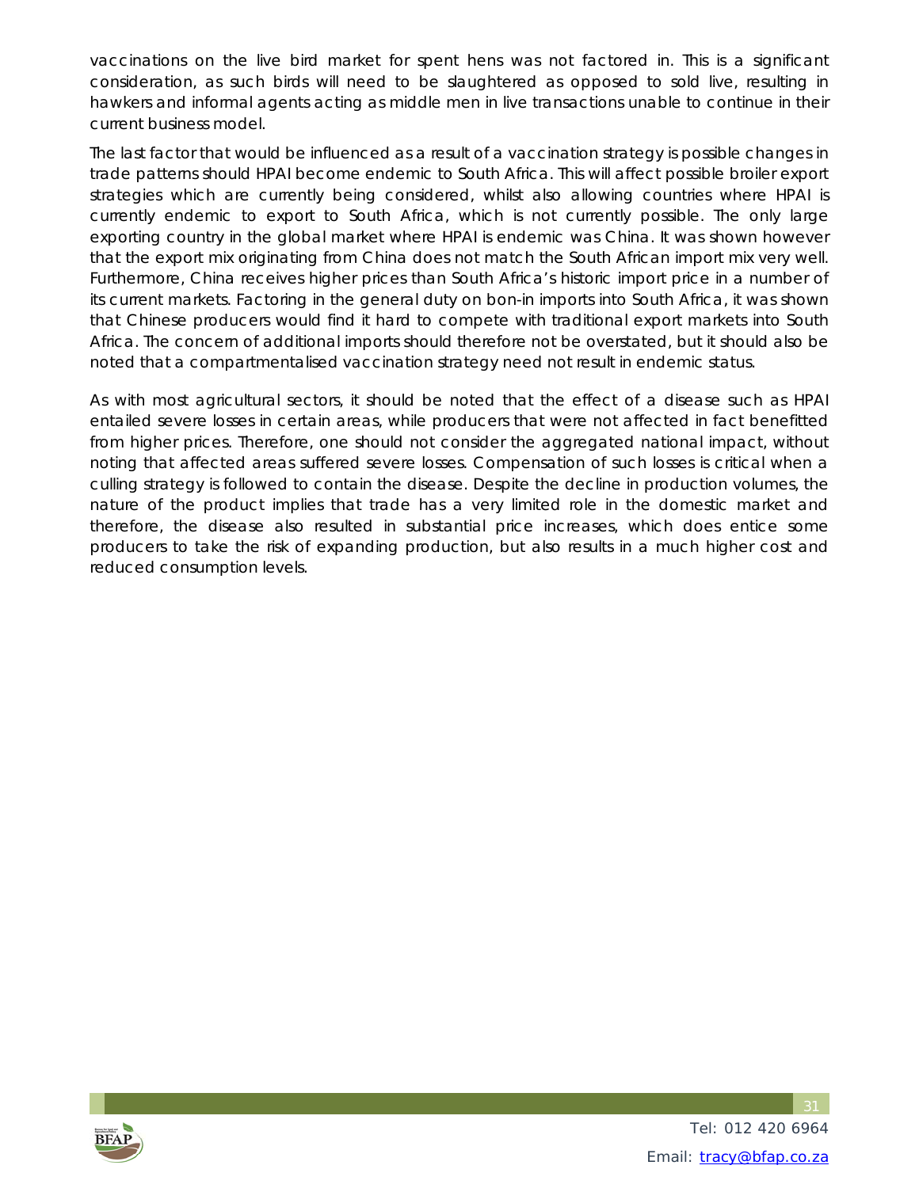vaccinations on the live bird market for spent hens was not factored in. This is a significant consideration, as such birds will need to be slaughtered as opposed to sold live, resulting in hawkers and informal agents acting as middle men in live transactions unable to continue in their current business model.

The last factor that would be influenced as a result of a vaccination strategy is possible changes in trade patterns should HPAI become endemic to South Africa. This will affect possible broiler export strategies which are currently being considered, whilst also allowing countries where HPAI is currently endemic to export to South Africa, which is not currently possible. The only large exporting country in the global market where HPAI is endemic was China. It was shown however that the export mix originating from China does not match the South African import mix very well. Furthermore, China receives higher prices than South Africa's historic import price in a number of its current markets. Factoring in the general duty on bon-in imports into South Africa, it was shown that Chinese producers would find it hard to compete with traditional export markets into South Africa. The concern of additional imports should therefore not be overstated, but it should also be noted that a compartmentalised vaccination strategy need not result in endemic status.

As with most agricultural sectors, it should be noted that the effect of a disease such as HPAI entailed severe losses in certain areas, while producers that were not affected in fact benefitted from higher prices. Therefore, one should not consider the aggregated national impact, without noting that affected areas suffered severe losses. Compensation of such losses is critical when a culling strategy is followed to contain the disease. Despite the decline in production volumes, the nature of the product implies that trade has a very limited role in the domestic market and therefore, the disease also resulted in substantial price increases, which does entice some producers to take the risk of expanding production, but also results in a much higher cost and reduced consumption levels.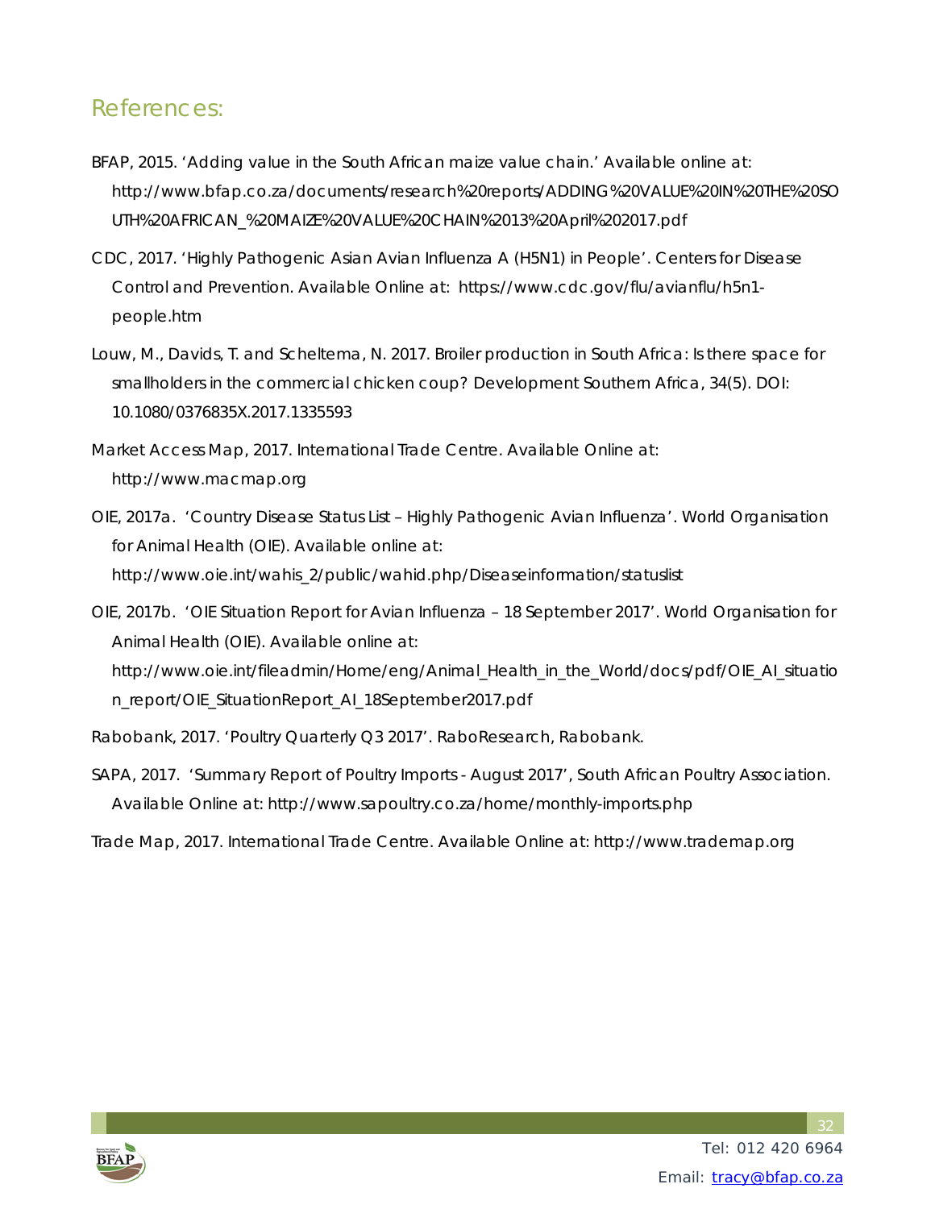# References:

BFAP, 2015. 'Adding value in the South African maize value chain.' Available online at: http://www.bfap.co.za/documents/research%20reports/ADDING%20VALUE%20IN%20THE%20SOUTH%20AFRICAN_%20MAIZE%20VALUE%20CHAIN%2013%20April%202017.pdf

CDC, 2017. 'Highly Pathogenic Asian Avian Influenza A (H5N1) in People'. Centers for Disease Control and Prevention. Available Online at: https://www.cdc.gov/flu/avianflu/h5n1-people.htm

Louw, M., Davids, T. and Scheltema, N. 2017. Broiler production in South Africa: Is there space for smallholders in the commercial chicken coup? Development Southern Africa, 34(5). DOI: 10.1080/0376835X.2017.1335593

Market Access Map, 2017. International Trade Centre. Available Online at: http://www.macmap.org

OIE, 2017a. 'Country Disease Status List – Highly Pathogenic Avian Influenza'. World Organisation for Animal Health (OIE). Available online at: http://www.oie.int/wahis_2/public/wahid.php/Diseaseinformation/statuslist

OIE, 2017b. 'OIE Situation Report for Avian Influenza – 18 September 2017'. World Organisation for Animal Health (OIE). Available online at: http://www.oie.int/fileadmin/Home/eng/Animal_Health_in_the_World/docs/pdf/OIE_AI_situation_report/OIE_SituationReport_AI_18September2017.pdf

Rabobank, 2017. 'Poultry Quarterly Q3 2017'. RaboResearch, Rabobank.

SAPA, 2017. 'Summary Report of Poultry Imports - August 2017', South African Poultry Association. Available Online at: http://www.sapoultry.co.za/home/monthly-imports.php

Trade Map, 2017. International Trade Centre. Available Online at: http://www.trademap.org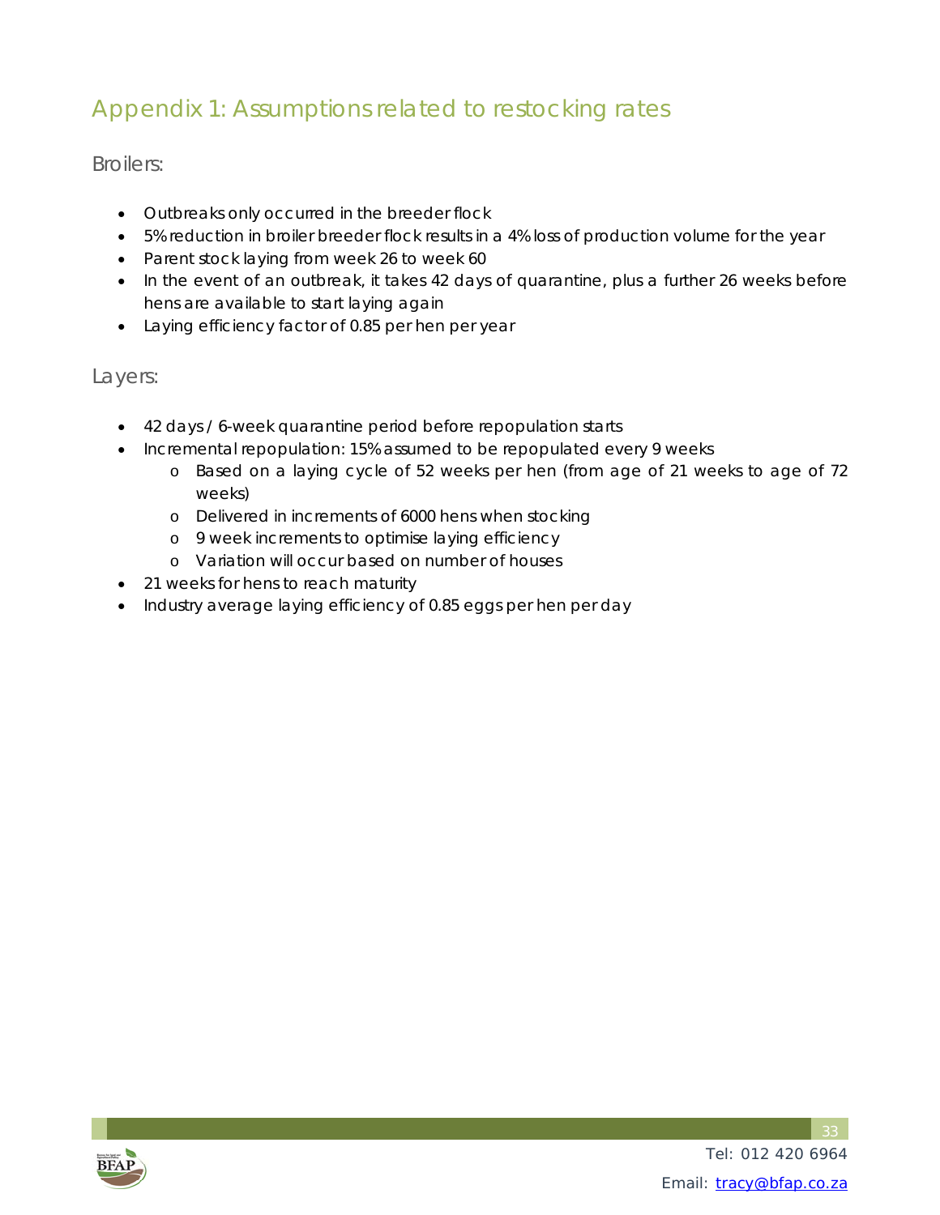# Appendix 1: Assumptions related to restocking rates

## Broilers:

- Outbreaks only occurred in the breeder flock
- 5% reduction in broiler breeder flock results in a 4% loss of production volume for the year
- Parent stock laying from week 26 to week 60
- In the event of an outbreak, it takes 42 days of quarantine, plus a further 26 weeks before hens are available to start laying again
- Laying efficiency factor of 0.85 per hen per year

## Layers:

- 42 days / 6-week quarantine period before repopulation starts
- Incremental repopulation: 15% assumed to be repopulated every 9 weeks
  - Based on a laying cycle of 52 weeks per hen (from age of 21 weeks to age of 72 weeks)
  - Delivered in increments of 6000 hens when stocking
  - 9 week increments to optimise laying efficiency
  - Variation will occur based on number of houses
- 21 weeks for hens to reach maturity
- Industry average laying efficiency of 0.85 eggs per hen per day